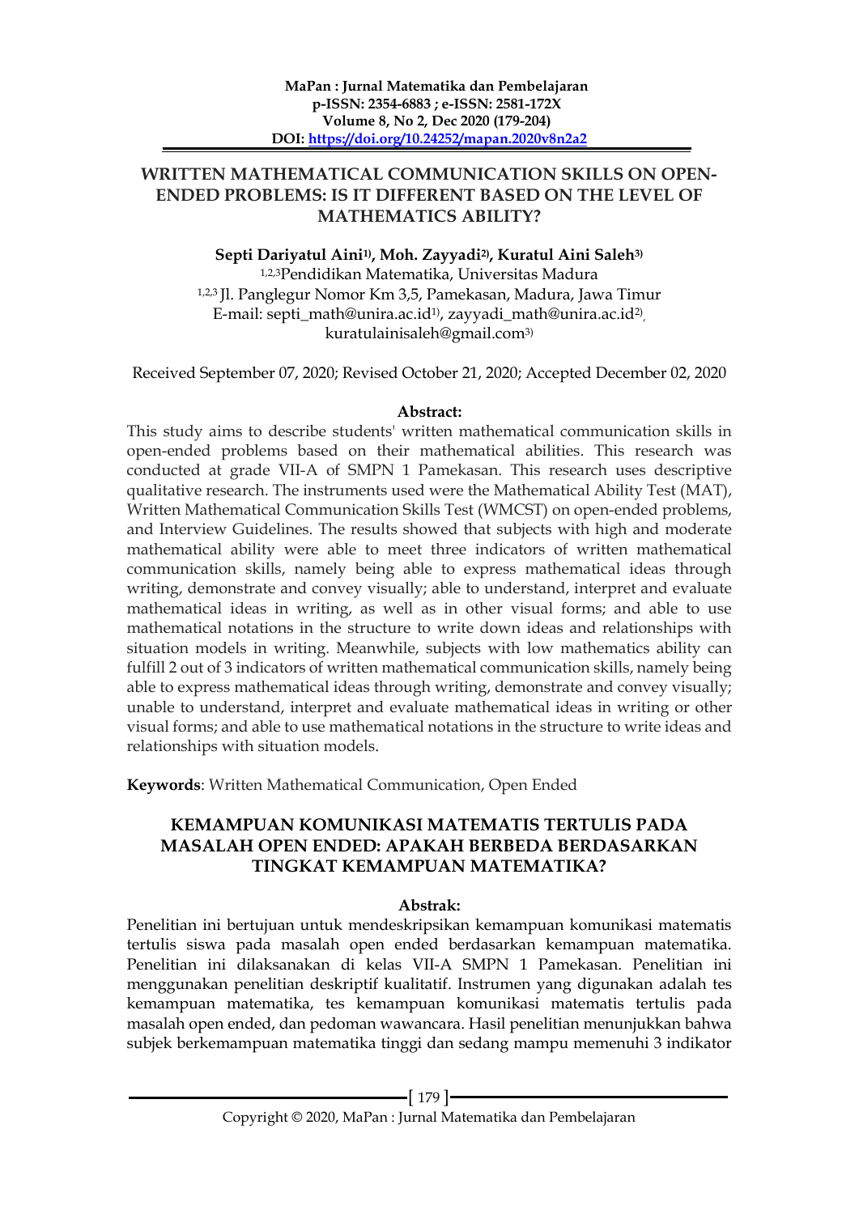**MaPan : Jurnal Matematika dan Pembelajaran**
**p-ISSN: 2354-6883 ; e-ISSN: 2581-172X**
**Volume 8, No 2, Dec 2020 (179-204)**
**DOI: https://doi.org/10.24252/mapan.2020v8n2a2**

# WRITTEN MATHEMATICAL COMMUNICATION SKILLS ON OPEN-ENDED PROBLEMS: IS IT DIFFERENT BASED ON THE LEVEL OF MATHEMATICS ABILITY?

**Septi Dariyatul Aini[1)], Moh. Zayyadi[2)], Kuratul Aini Saleh[3)]**

[1,2,3]Pendidikan Matematika, Universitas Madura

[1,2,3] Jl. Panglegur Nomor Km 3,5, Pamekasan, Madura, Jawa Timur

E-mail: septi_math@unira.ac.id[1)], zayyadi_math@unira.ac.id[2)], kuratulainisaleh@gmail.com[3)]

Received September 07, 2020; Revised October 21, 2020; Accepted December 02, 2020

## Abstract:

This study aims to describe students' written mathematical communication skills in open-ended problems based on their mathematical abilities. This research was conducted at grade VII-A of SMPN 1 Pamekasan. This research uses descriptive qualitative research. The instruments used were the Mathematical Ability Test (MAT), Written Mathematical Communication Skills Test (WMCST) on open-ended problems, and Interview Guidelines. The results showed that subjects with high and moderate mathematical ability were able to meet three indicators of written mathematical communication skills, namely being able to express mathematical ideas through writing, demonstrate and convey visually; able to understand, interpret and evaluate mathematical ideas in writing, as well as in other visual forms; and able to use mathematical notations in the structure to write down ideas and relationships with situation models in writing. Meanwhile, subjects with low mathematics ability can fulfill 2 out of 3 indicators of written mathematical communication skills, namely being able to express mathematical ideas through writing, demonstrate and convey visually; unable to understand, interpret and evaluate mathematical ideas in writing or other visual forms; and able to use mathematical notations in the structure to write ideas and relationships with situation models.

**Keywords**: Written Mathematical Communication, Open Ended

# KEMAMPUAN KOMUNIKASI MATEMATIS TERTULIS PADA MASALAH OPEN ENDED: APAKAH BERBEDA BERDASARKAN TINGKAT KEMAMPUAN MATEMATIKA?

## Abstrak:

Penelitian ini bertujuan untuk mendeskripsikan kemampuan komunikasi matematis tertulis siswa pada masalah open ended berdasarkan kemampuan matematika. Penelitian ini dilaksanakan di kelas VII-A SMPN 1 Pamekasan. Penelitian ini menggunakan penelitian deskriptif kualitatif. Instrumen yang digunakan adalah tes kemampuan matematika, tes kemampuan komunikasi matematis tertulis pada masalah open ended, dan pedoman wawancara. Hasil penelitian menunjukkan bahwa subjek berkemampuan matematika tinggi dan sedang mampu memenuhi 3 indikator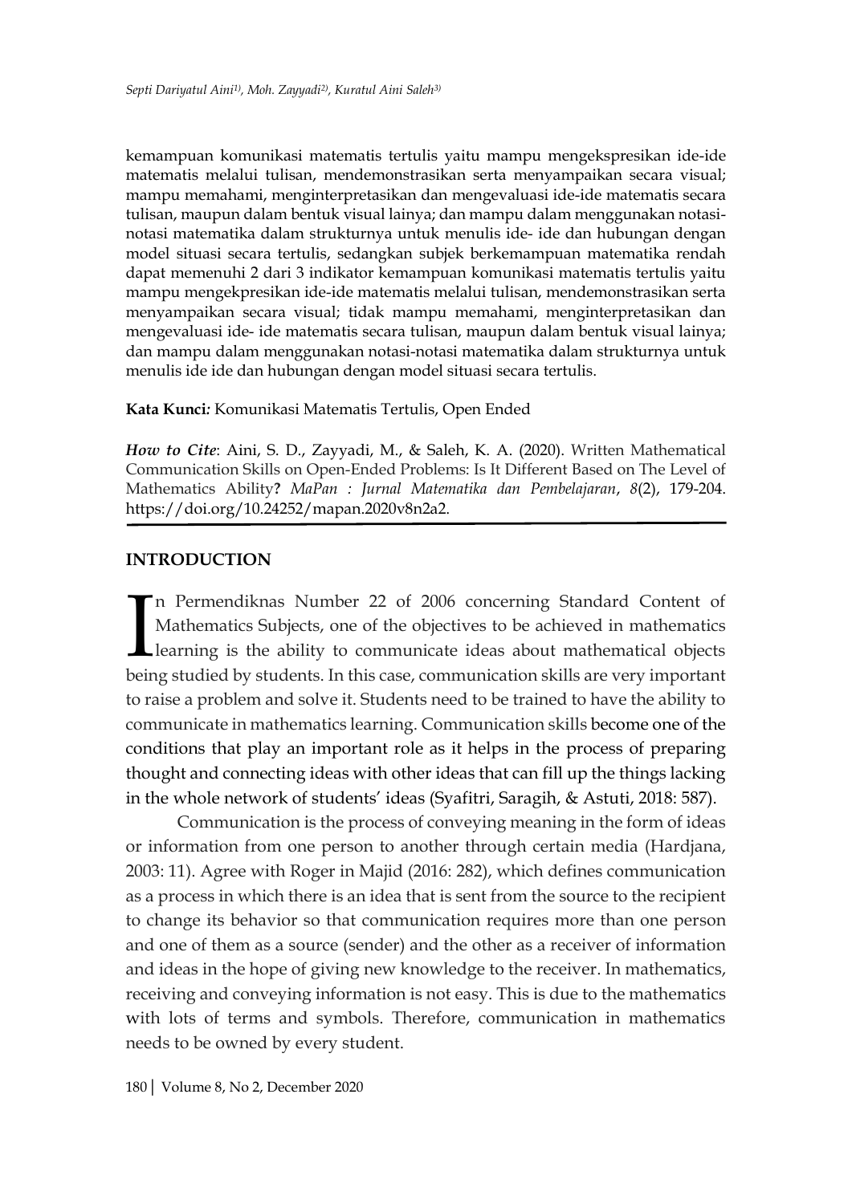kemampuan komunikasi matematis tertulis yaitu mampu mengekspresikan ide-ide matematis melalui tulisan, mendemonstrasikan serta menyampaikan secara visual; mampu memahami, menginterpretasikan dan mengevaluasi ide-ide matematis secara tulisan, maupun dalam bentuk visual lainya; dan mampu dalam menggunakan notasi-notasi matematika dalam strukturnya untuk menulis ide- ide dan hubungan dengan model situasi secara tertulis, sedangkan subjek berkemampuan matematika rendah dapat memenuhi 2 dari 3 indikator kemampuan komunikasi matematis tertulis yaitu mampu mengekpresikan ide-ide matematis melalui tulisan, mendemonstrasikan serta menyampaikan secara visual; tidak mampu memahami, menginterpretasikan dan mengevaluasi ide- ide matematis secara tulisan, maupun dalam bentuk visual lainya; dan mampu dalam menggunakan notasi-notasi matematika dalam strukturnya untuk menulis ide ide dan hubungan dengan model situasi secara tertulis.

**Kata Kunci***:* Komunikasi Matematis Tertulis, Open Ended

***How to Cite***: Aini, S. D., Zayyadi, M., & Saleh, K. A. (2020). Written Mathematical Communication Skills on Open-Ended Problems: Is It Different Based on The Level of Mathematics Ability**?** *MaPan : Jurnal Matematika dan Pembelajaran*, *8*(2), 179-204. https://doi.org/10.24252/mapan.2020v8n2a2.

## INTRODUCTION

In Permendiknas Number 22 of 2006 concerning Standard Content of Mathematics Subjects, one of the objectives to be achieved in mathematics learning is the ability to communicate ideas about mathematical objects being studied by students. In this case, communication skills are very important to raise a problem and solve it. Students need to be trained to have the ability to communicate in mathematics learning. Communication skills become one of the conditions that play an important role as it helps in the process of preparing thought and connecting ideas with other ideas that can fill up the things lacking in the whole network of students' ideas (Syafitri, Saragih, & Astuti, 2018: 587).

Communication is the process of conveying meaning in the form of ideas or information from one person to another through certain media (Hardjana, 2003: 11). Agree with Roger in Majid (2016: 282), which defines communication as a process in which there is an idea that is sent from the source to the recipient to change its behavior so that communication requires more than one person and one of them as a source (sender) and the other as a receiver of information and ideas in the hope of giving new knowledge to the receiver. In mathematics, receiving and conveying information is not easy. This is due to the mathematics with lots of terms and symbols. Therefore, communication in mathematics needs to be owned by every student.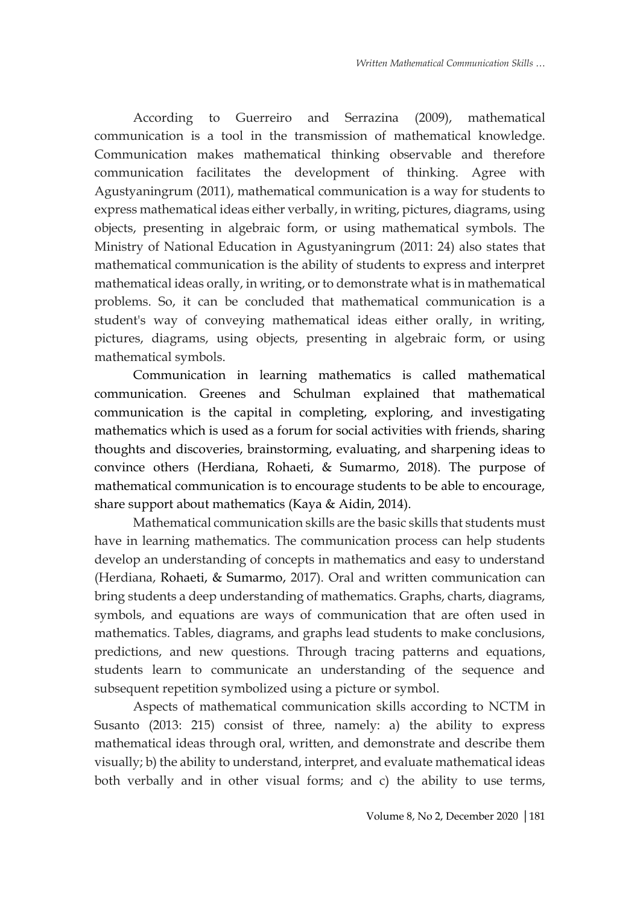According to Guerreiro and Serrazina (2009), mathematical communication is a tool in the transmission of mathematical knowledge. Communication makes mathematical thinking observable and therefore communication facilitates the development of thinking. Agree with Agustyaningrum (2011), mathematical communication is a way for students to express mathematical ideas either verbally, in writing, pictures, diagrams, using objects, presenting in algebraic form, or using mathematical symbols. The Ministry of National Education in Agustyaningrum (2011: 24) also states that mathematical communication is the ability of students to express and interpret mathematical ideas orally, in writing, or to demonstrate what is in mathematical problems. So, it can be concluded that mathematical communication is a student's way of conveying mathematical ideas either orally, in writing, pictures, diagrams, using objects, presenting in algebraic form, or using mathematical symbols.

Communication in learning mathematics is called mathematical communication. Greenes and Schulman explained that mathematical communication is the capital in completing, exploring, and investigating mathematics which is used as a forum for social activities with friends, sharing thoughts and discoveries, brainstorming, evaluating, and sharpening ideas to convince others (Herdiana, Rohaeti, & Sumarmo, 2018). The purpose of mathematical communication is to encourage students to be able to encourage, share support about mathematics (Kaya & Aidin, 2014).

Mathematical communication skills are the basic skills that students must have in learning mathematics. The communication process can help students develop an understanding of concepts in mathematics and easy to understand (Herdiana, Rohaeti, & Sumarmo, 2017). Oral and written communication can bring students a deep understanding of mathematics. Graphs, charts, diagrams, symbols, and equations are ways of communication that are often used in mathematics. Tables, diagrams, and graphs lead students to make conclusions, predictions, and new questions. Through tracing patterns and equations, students learn to communicate an understanding of the sequence and subsequent repetition symbolized using a picture or symbol.

Aspects of mathematical communication skills according to NCTM in Susanto (2013: 215) consist of three, namely: a) the ability to express mathematical ideas through oral, written, and demonstrate and describe them visually; b) the ability to understand, interpret, and evaluate mathematical ideas both verbally and in other visual forms; and c) the ability to use terms,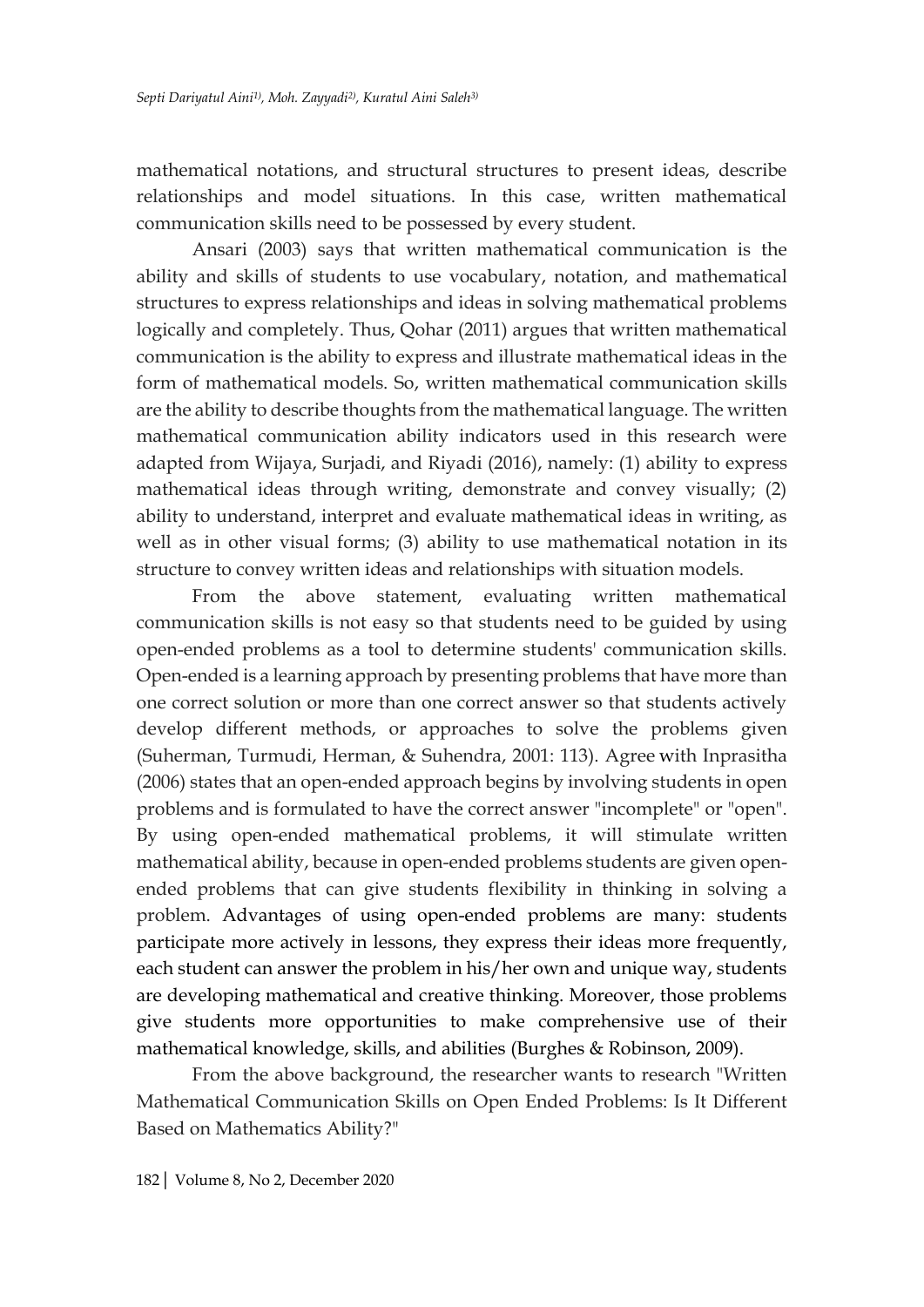mathematical notations, and structural structures to present ideas, describe relationships and model situations. In this case, written mathematical communication skills need to be possessed by every student.

Ansari (2003) says that written mathematical communication is the ability and skills of students to use vocabulary, notation, and mathematical structures to express relationships and ideas in solving mathematical problems logically and completely. Thus, Qohar (2011) argues that written mathematical communication is the ability to express and illustrate mathematical ideas in the form of mathematical models. So, written mathematical communication skills are the ability to describe thoughts from the mathematical language. The written mathematical communication ability indicators used in this research were adapted from Wijaya, Surjadi, and Riyadi (2016), namely: (1) ability to express mathematical ideas through writing, demonstrate and convey visually; (2) ability to understand, interpret and evaluate mathematical ideas in writing, as well as in other visual forms; (3) ability to use mathematical notation in its structure to convey written ideas and relationships with situation models.

From the above statement, evaluating written mathematical communication skills is not easy so that students need to be guided by using open-ended problems as a tool to determine students' communication skills. Open-ended is a learning approach by presenting problems that have more than one correct solution or more than one correct answer so that students actively develop different methods, or approaches to solve the problems given (Suherman, Turmudi, Herman, & Suhendra, 2001: 113). Agree with Inprasitha (2006) states that an open-ended approach begins by involving students in open problems and is formulated to have the correct answer "incomplete" or "open". By using open-ended mathematical problems, it will stimulate written mathematical ability, because in open-ended problems students are given open-ended problems that can give students flexibility in thinking in solving a problem. Advantages of using open-ended problems are many: students participate more actively in lessons, they express their ideas more frequently, each student can answer the problem in his/her own and unique way, students are developing mathematical and creative thinking. Moreover, those problems give students more opportunities to make comprehensive use of their mathematical knowledge, skills, and abilities (Burghes & Robinson, 2009).

From the above background, the researcher wants to research "Written Mathematical Communication Skills on Open Ended Problems: Is It Different Based on Mathematics Ability?"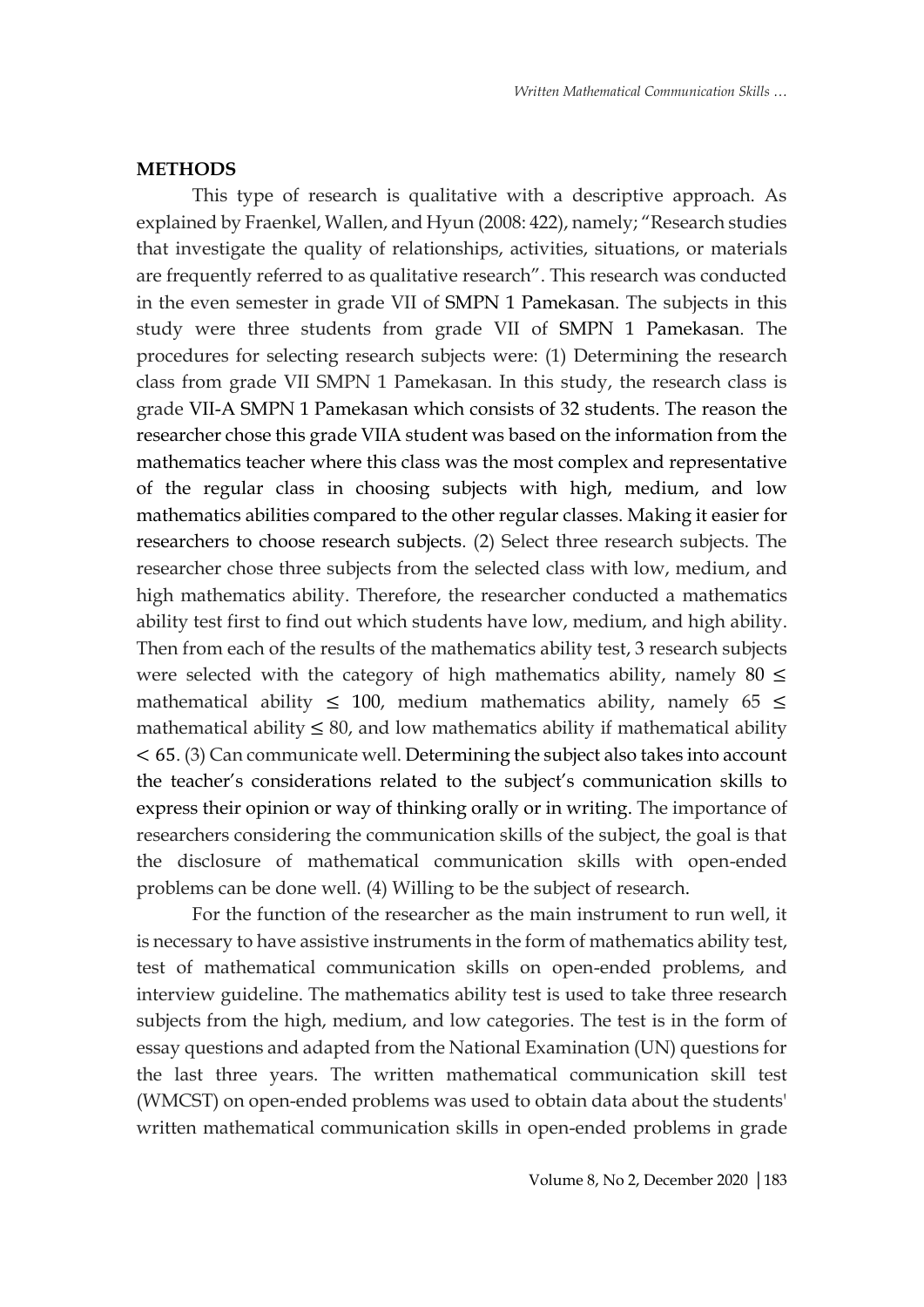## METHODS

This type of research is qualitative with a descriptive approach. As explained by Fraenkel, Wallen, and Hyun (2008: 422), namely; "Research studies that investigate the quality of relationships, activities, situations, or materials are frequently referred to as qualitative research". This research was conducted in the even semester in grade VII of SMPN 1 Pamekasan. The subjects in this study were three students from grade VII of SMPN 1 Pamekasan. The procedures for selecting research subjects were: (1) Determining the research class from grade VII SMPN 1 Pamekasan. In this study, the research class is grade VII-A SMPN 1 Pamekasan which consists of 32 students. The reason the researcher chose this grade VIIA student was based on the information from the mathematics teacher where this class was the most complex and representative of the regular class in choosing subjects with high, medium, and low mathematics abilities compared to the other regular classes. Making it easier for researchers to choose research subjects. (2) Select three research subjects. The researcher chose three subjects from the selected class with low, medium, and high mathematics ability. Therefore, the researcher conducted a mathematics ability test first to find out which students have low, medium, and high ability. Then from each of the results of the mathematics ability test, 3 research subjects were selected with the category of high mathematics ability, namely $80 \leq$ mathematical ability $\leq 100$, medium mathematics ability, namely $65 \leq$ mathematical ability $\leq 80$, and low mathematics ability if mathematical ability $< 65$. (3) Can communicate well. Determining the subject also takes into account the teacher's considerations related to the subject's communication skills to express their opinion or way of thinking orally or in writing. The importance of researchers considering the communication skills of the subject, the goal is that the disclosure of mathematical communication skills with open-ended problems can be done well. (4) Willing to be the subject of research.

For the function of the researcher as the main instrument to run well, it is necessary to have assistive instruments in the form of mathematics ability test, test of mathematical communication skills on open-ended problems, and interview guideline. The mathematics ability test is used to take three research subjects from the high, medium, and low categories. The test is in the form of essay questions and adapted from the National Examination (UN) questions for the last three years. The written mathematical communication skill test (WMCST) on open-ended problems was used to obtain data about the students' written mathematical communication skills in open-ended problems in grade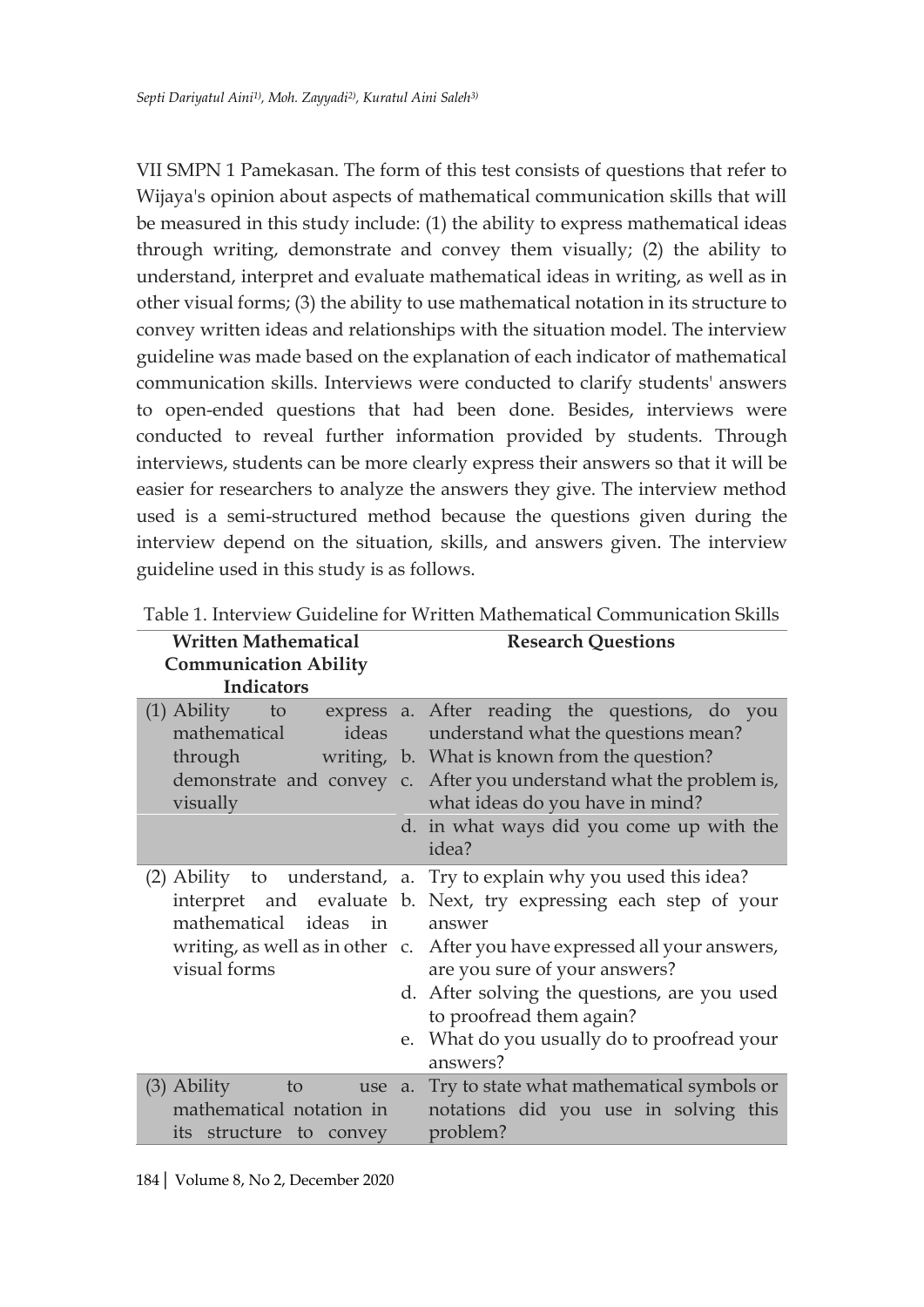VII SMPN 1 Pamekasan. The form of this test consists of questions that refer to Wijaya's opinion about aspects of mathematical communication skills that will be measured in this study include: (1) the ability to express mathematical ideas through writing, demonstrate and convey them visually; (2) the ability to understand, interpret and evaluate mathematical ideas in writing, as well as in other visual forms; (3) the ability to use mathematical notation in its structure to convey written ideas and relationships with the situation model. The interview guideline was made based on the explanation of each indicator of mathematical communication skills. Interviews were conducted to clarify students' answers to open-ended questions that had been done. Besides, interviews were conducted to reveal further information provided by students. Through interviews, students can be more clearly express their answers so that it will be easier for researchers to analyze the answers they give. The interview method used is a semi-structured method because the questions given during the interview depend on the situation, skills, and answers given. The interview guideline used in this study is as follows.

Table 1. Interview Guideline for Written Mathematical Communication Skills

| Written Mathematical Communication Ability Indicators | Research Questions |
|---|---|
| (1) Ability to express mathematical ideas through writing, demonstrate and convey visually | a. After reading the questions, do you understand what the questions mean?<br>b. What is known from the question?<br>c. After you understand what the problem is, what ideas do you have in mind?<br>d. in what ways did you come up with the idea? |
| (2) Ability to understand, interpret and evaluate mathematical ideas in writing, as well as in other visual forms | a. Try to explain why you used this idea?<br>b. Next, try expressing each step of your answer<br>c. After you have expressed all your answers, are you sure of your answers?<br>d. After solving the questions, are you used to proofread them again?<br>e. What do you usually do to proofread your answers? |
| (3) Ability to use mathematical notation in its structure to convey | a. Try to state what mathematical symbols or notations did you use in solving this problem? |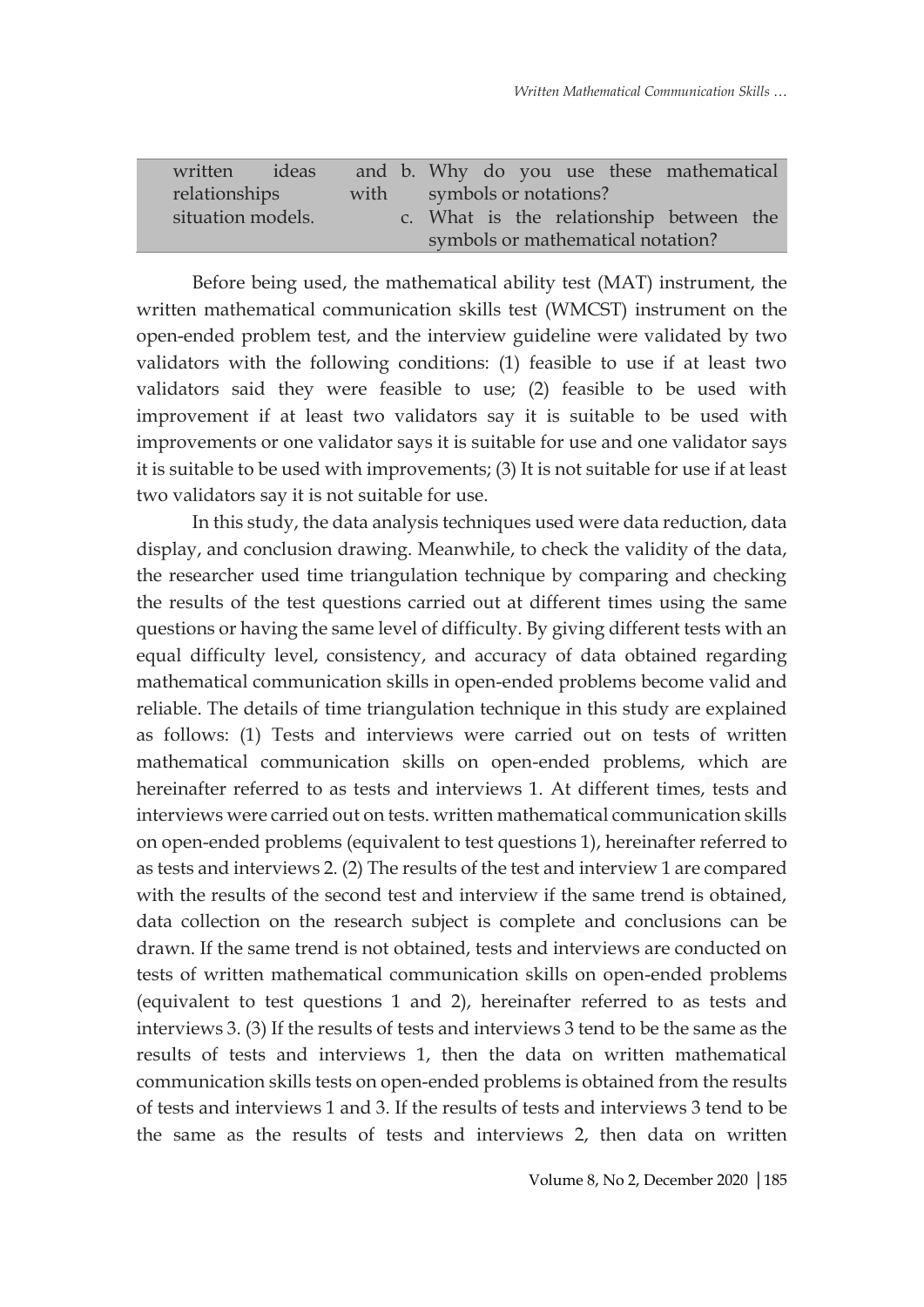| | |
|---|---|
| written ideas and relationships with situation models. | b. Why do you use these mathematical symbols or notations?<br>c. What is the relationship between the symbols or mathematical notation? |

Before being used, the mathematical ability test (MAT) instrument, the written mathematical communication skills test (WMCST) instrument on the open-ended problem test, and the interview guideline were validated by two validators with the following conditions: (1) feasible to use if at least two validators said they were feasible to use; (2) feasible to be used with improvement if at least two validators say it is suitable to be used with improvements or one validator says it is suitable for use and one validator says it is suitable to be used with improvements; (3) It is not suitable for use if at least two validators say it is not suitable for use.

In this study, the data analysis techniques used were data reduction, data display, and conclusion drawing. Meanwhile, to check the validity of the data, the researcher used time triangulation technique by comparing and checking the results of the test questions carried out at different times using the same questions or having the same level of difficulty. By giving different tests with an equal difficulty level, consistency, and accuracy of data obtained regarding mathematical communication skills in open-ended problems become valid and reliable. The details of time triangulation technique in this study are explained as follows: (1) Tests and interviews were carried out on tests of written mathematical communication skills on open-ended problems, which are hereinafter referred to as tests and interviews 1. At different times, tests and interviews were carried out on tests. written mathematical communication skills on open-ended problems (equivalent to test questions 1), hereinafter referred to as tests and interviews 2. (2) The results of the test and interview 1 are compared with the results of the second test and interview if the same trend is obtained, data collection on the research subject is complete and conclusions can be drawn. If the same trend is not obtained, tests and interviews are conducted on tests of written mathematical communication skills on open-ended problems (equivalent to test questions 1 and 2), hereinafter referred to as tests and interviews 3. (3) If the results of tests and interviews 3 tend to be the same as the results of tests and interviews 1, then the data on written mathematical communication skills tests on open-ended problems is obtained from the results of tests and interviews 1 and 3. If the results of tests and interviews 3 tend to be the same as the results of tests and interviews 2, then data on written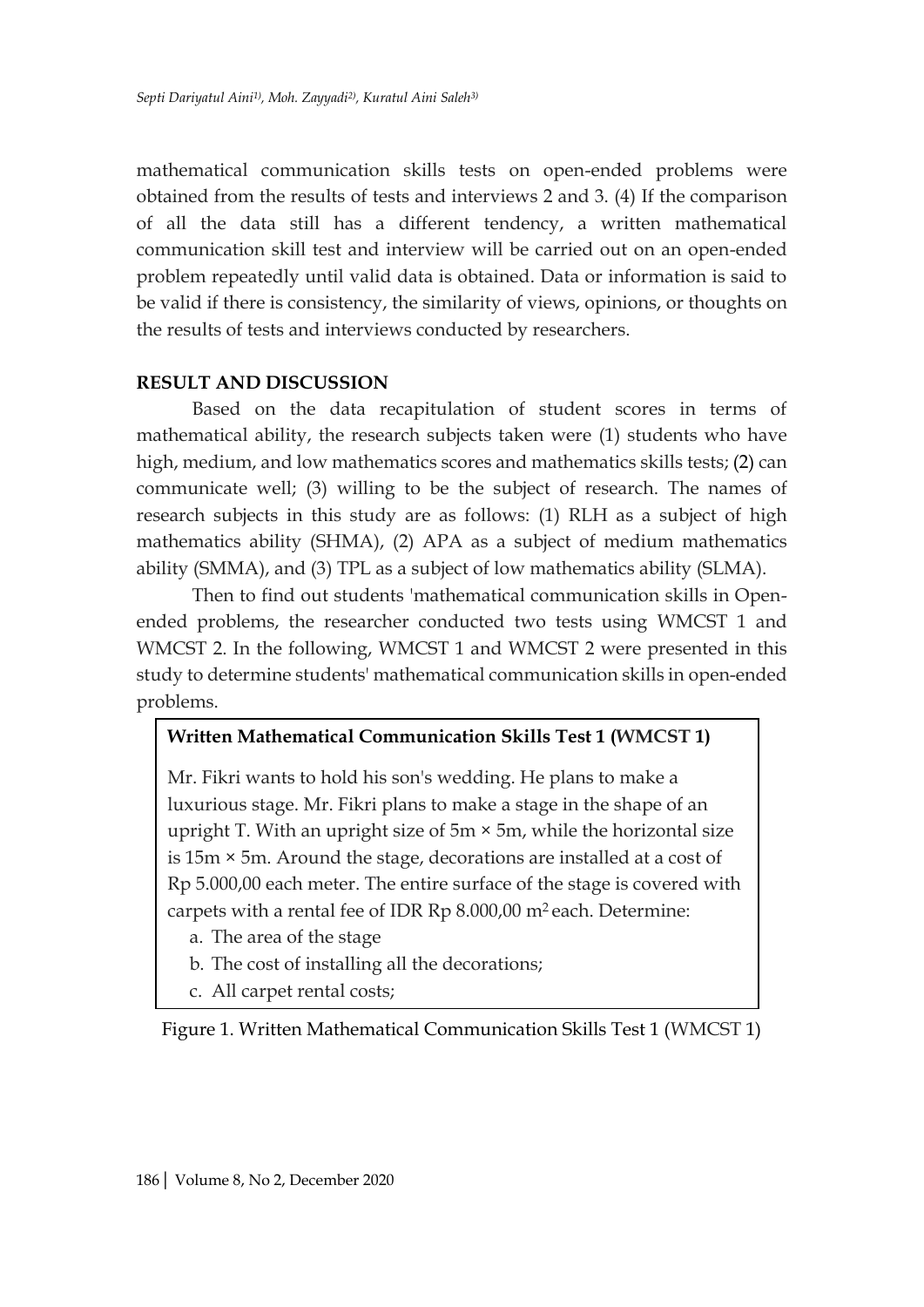mathematical communication skills tests on open-ended problems were obtained from the results of tests and interviews 2 and 3. (4) If the comparison of all the data still has a different tendency, a written mathematical communication skill test and interview will be carried out on an open-ended problem repeatedly until valid data is obtained. Data or information is said to be valid if there is consistency, the similarity of views, opinions, or thoughts on the results of tests and interviews conducted by researchers.

## RESULT AND DISCUSSION

Based on the data recapitulation of student scores in terms of mathematical ability, the research subjects taken were (1) students who have high, medium, and low mathematics scores and mathematics skills tests; (2) can communicate well; (3) willing to be the subject of research. The names of research subjects in this study are as follows: (1) RLH as a subject of high mathematics ability (SHMA), (2) APA as a subject of medium mathematics ability (SMMA), and (3) TPL as a subject of low mathematics ability (SLMA).

Then to find out students 'mathematical communication skills in Open-ended problems, the researcher conducted two tests using WMCST 1 and WMCST 2. In the following, WMCST 1 and WMCST 2 were presented in this study to determine students' mathematical communication skills in open-ended problems.

**Written Mathematical Communication Skills Test 1 (WMCST 1)**

Mr. Fikri wants to hold his son's wedding. He plans to make a luxurious stage. Mr. Fikri plans to make a stage in the shape of an upright T. With an upright size of 5m × 5m, while the horizontal size is 15m × 5m. Around the stage, decorations are installed at a cost of Rp 5.000,00 each meter. The entire surface of the stage is covered with carpets with a rental fee of IDR Rp 8.000,00 $m^2$ each. Determine:

a. The area of the stage
b. The cost of installing all the decorations;
c. All carpet rental costs;

Figure 1. Written Mathematical Communication Skills Test 1 (WMCST 1)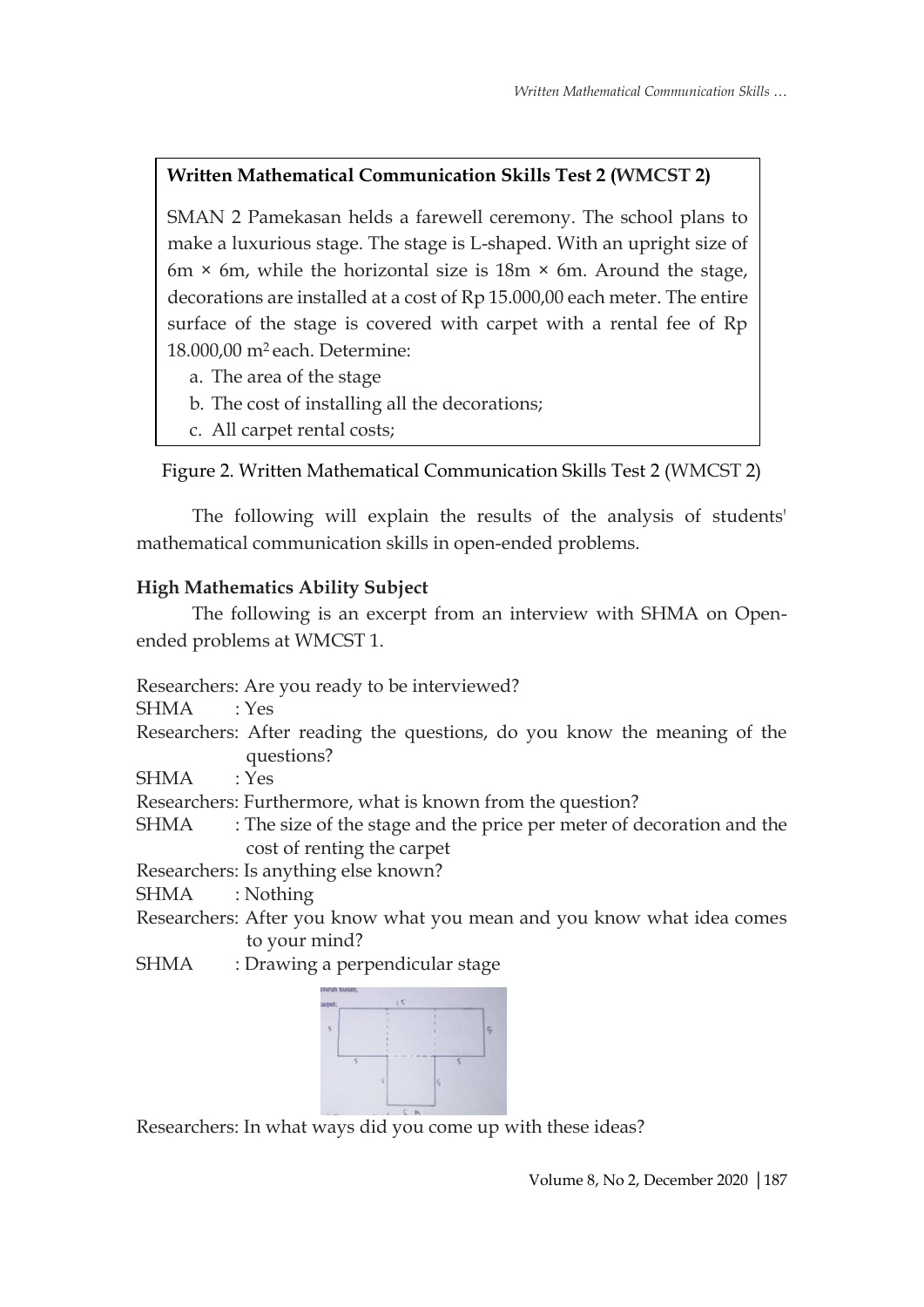> **Written Mathematical Communication Skills Test 2 (WMCST 2)**
>
> SMAN 2 Pamekasan helds a farewell ceremony. The school plans to make a luxurious stage. The stage is L-shaped. With an upright size of 6m × 6m, while the horizontal size is 18m × 6m. Around the stage, decorations are installed at a cost of Rp 15.000,00 each meter. The entire surface of the stage is covered with carpet with a rental fee of Rp 18.000,00 $m^2$ each. Determine:
>
> a. The area of the stage
> b. The cost of installing all the decorations;
> c. All carpet rental costs;

Figure 2. Written Mathematical Communication Skills Test 2 (WMCST 2)

The following will explain the results of the analysis of students' mathematical communication skills in open-ended problems.

### High Mathematics Ability Subject

The following is an excerpt from an interview with SHMA on Open-ended problems at WMCST 1.

Researchers: Are you ready to be interviewed?
SHMA : Yes
Researchers: After reading the questions, do you know the meaning of the questions?
SHMA : Yes
Researchers: Furthermore, what is known from the question?
SHMA : The size of the stage and the price per meter of decoration and the cost of renting the carpet
Researchers: Is anything else known?
SHMA : Nothing
Researchers: After you know what you mean and you know what idea comes to your mind?
SHMA : Drawing a perpendicular stage

Researchers: In what ways did you come up with these ideas?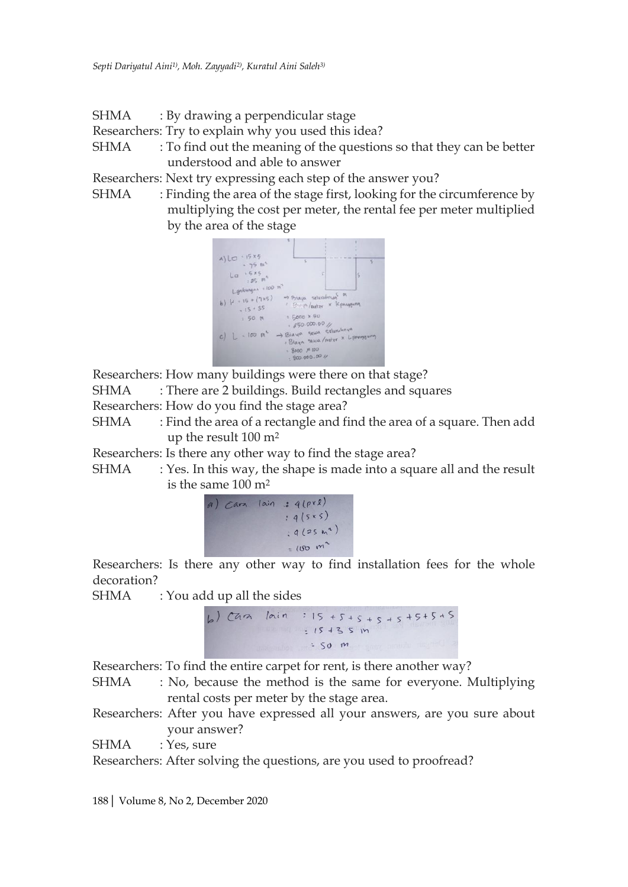SHMA : By drawing a perpendicular stage

Researchers: Try to explain why you used this idea?

SHMA : To find out the meaning of the questions so that they can be better understood and able to answer

Researchers: Next try expressing each step of the answer you?

SHMA : Finding the area of the stage first, looking for the circumference by multiplying the cost per meter, the rental fee per meter multiplied by the area of the stage

Researchers: How many buildings were there on that stage?

SHMA : There are 2 buildings. Build rectangles and squares

Researchers: How do you find the stage area?

SHMA : Find the area of a rectangle and find the area of a square. Then add up the result 100 $m^2$

Researchers: Is there any other way to find the stage area?

SHMA : Yes. In this way, the shape is made into a square all and the result is the same 100 $m^2$

Researchers: Is there any other way to find installation fees for the whole decoration?

SHMA : You add up all the sides

Researchers: To find the entire carpet for rent, is there another way?

SHMA : No, because the method is the same for everyone. Multiplying rental costs per meter by the stage area.

Researchers: After you have expressed all your answers, are you sure about your answer?

SHMA : Yes, sure

Researchers: After solving the questions, are you used to proofread?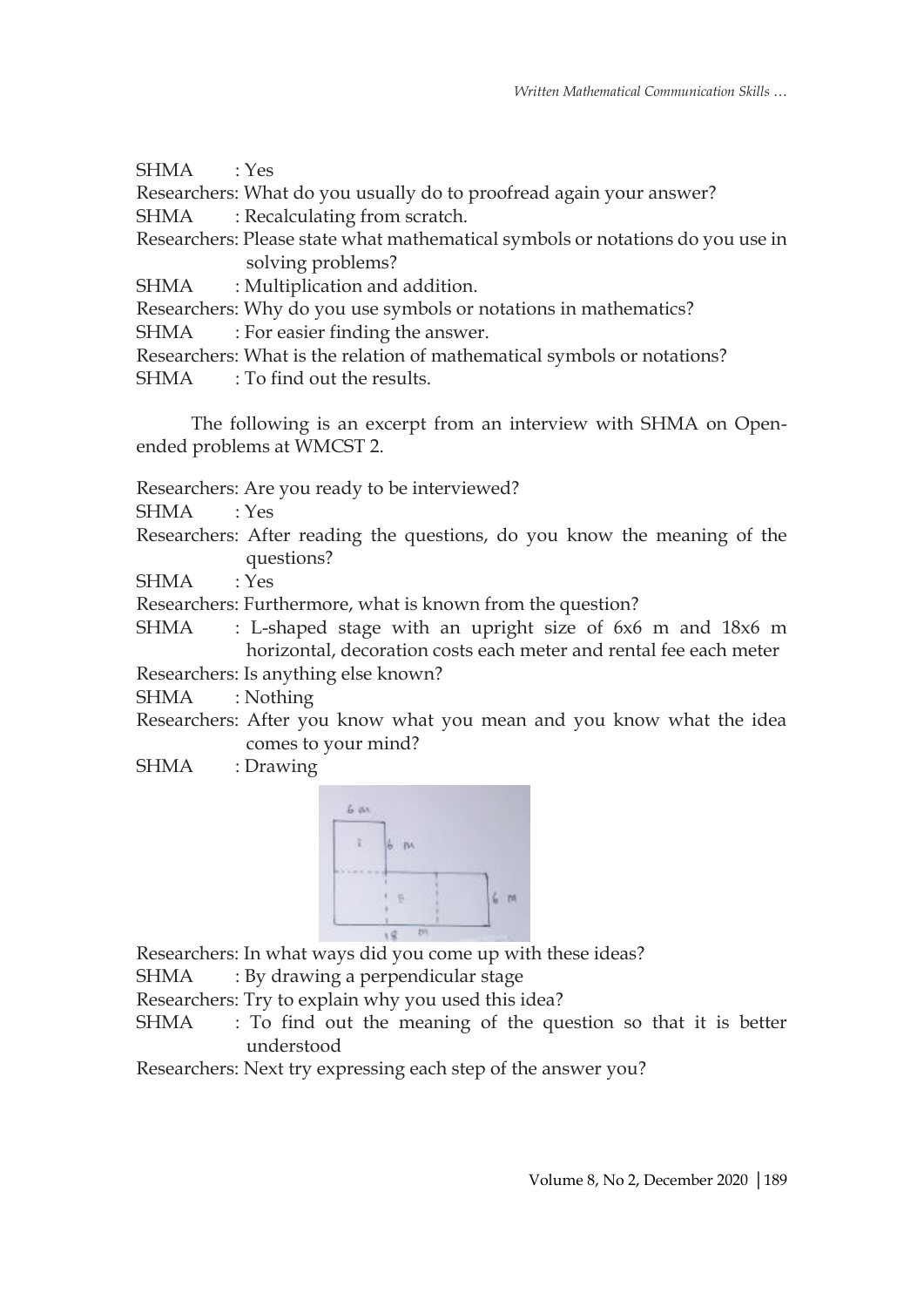SHMA : Yes

Researchers: What do you usually do to proofread again your answer?

SHMA : Recalculating from scratch.

Researchers: Please state what mathematical symbols or notations do you use in solving problems?

SHMA : Multiplication and addition.

Researchers: Why do you use symbols or notations in mathematics?

SHMA : For easier finding the answer.

Researchers: What is the relation of mathematical symbols or notations?

SHMA : To find out the results.

The following is an excerpt from an interview with SHMA on Open-ended problems at WMCST 2.

Researchers: Are you ready to be interviewed?

SHMA : Yes

Researchers: After reading the questions, do you know the meaning of the questions?

SHMA : Yes

Researchers: Furthermore, what is known from the question?

SHMA : L-shaped stage with an upright size of 6x6 m and 18x6 m horizontal, decoration costs each meter and rental fee each meter

Researchers: Is anything else known?

SHMA : Nothing

Researchers: After you know what you mean and you know what the idea comes to your mind?

SHMA : Drawing

Researchers: In what ways did you come up with these ideas?

SHMA : By drawing a perpendicular stage

Researchers: Try to explain why you used this idea?

SHMA : To find out the meaning of the question so that it is better understood

Researchers: Next try expressing each step of the answer you?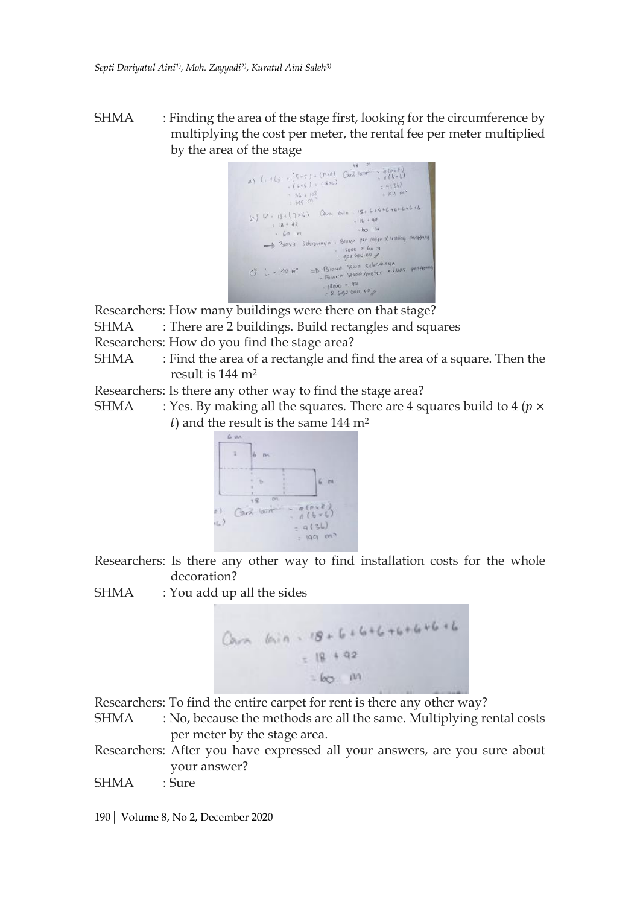SHMA : Finding the area of the stage first, looking for the circumference by multiplying the cost per meter, the rental fee per meter multiplied by the area of the stage

Researchers: How many buildings were there on that stage?

SHMA : There are 2 buildings. Build rectangles and squares

Researchers: How do you find the stage area?

SHMA : Find the area of a rectangle and find the area of a square. Then the result is 144 m$^2$

Researchers: Is there any other way to find the stage area?

SHMA : Yes. By making all the squares. There are 4 squares build to 4 ($p \times l$) and the result is the same 144 m$^2$

Researchers: Is there any other way to find installation costs for the whole decoration?

SHMA : You add up all the sides

Researchers: To find the entire carpet for rent is there any other way?

SHMA : No, because the methods are all the same. Multiplying rental costs per meter by the stage area.

Researchers: After you have expressed all your answers, are you sure about your answer?

SHMA : Sure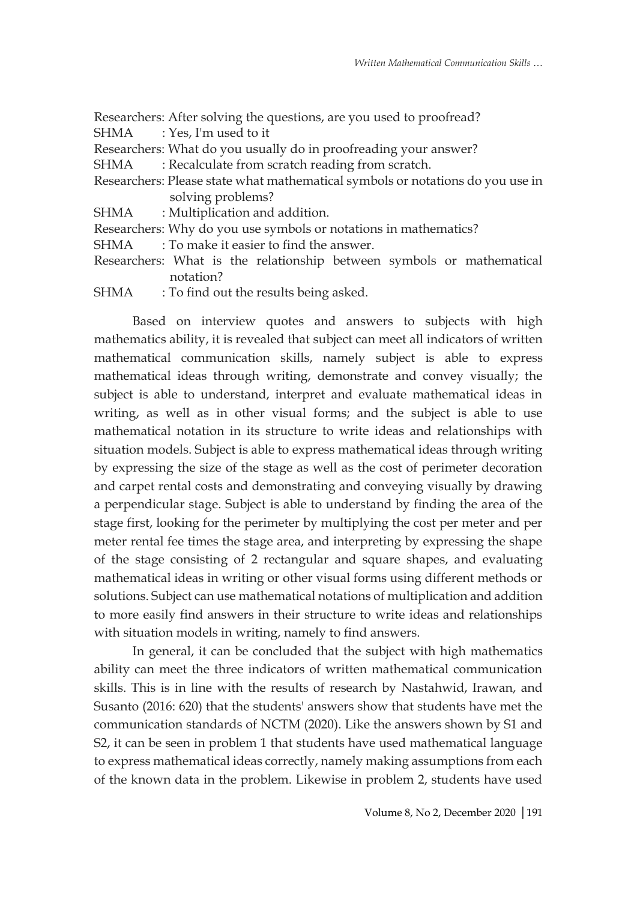Researchers: After solving the questions, are you used to proofread?
SHMA : Yes, I'm used to it
Researchers: What do you usually do in proofreading your answer?
SHMA : Recalculate from scratch reading from scratch.
Researchers: Please state what mathematical symbols or notations do you use in solving problems?
SHMA : Multiplication and addition.
Researchers: Why do you use symbols or notations in mathematics?
SHMA : To make it easier to find the answer.
Researchers: What is the relationship between symbols or mathematical notation?
SHMA : To find out the results being asked.

Based on interview quotes and answers to subjects with high mathematics ability, it is revealed that subject can meet all indicators of written mathematical communication skills, namely subject is able to express mathematical ideas through writing, demonstrate and convey visually; the subject is able to understand, interpret and evaluate mathematical ideas in writing, as well as in other visual forms; and the subject is able to use mathematical notation in its structure to write ideas and relationships with situation models. Subject is able to express mathematical ideas through writing by expressing the size of the stage as well as the cost of perimeter decoration and carpet rental costs and demonstrating and conveying visually by drawing a perpendicular stage. Subject is able to understand by finding the area of the stage first, looking for the perimeter by multiplying the cost per meter and per meter rental fee times the stage area, and interpreting by expressing the shape of the stage consisting of 2 rectangular and square shapes, and evaluating mathematical ideas in writing or other visual forms using different methods or solutions. Subject can use mathematical notations of multiplication and addition to more easily find answers in their structure to write ideas and relationships with situation models in writing, namely to find answers.

In general, it can be concluded that the subject with high mathematics ability can meet the three indicators of written mathematical communication skills. This is in line with the results of research by Nastahwid, Irawan, and Susanto (2016: 620) that the students' answers show that students have met the communication standards of NCTM (2020). Like the answers shown by S1 and S2, it can be seen in problem 1 that students have used mathematical language to express mathematical ideas correctly, namely making assumptions from each of the known data in the problem. Likewise in problem 2, students have used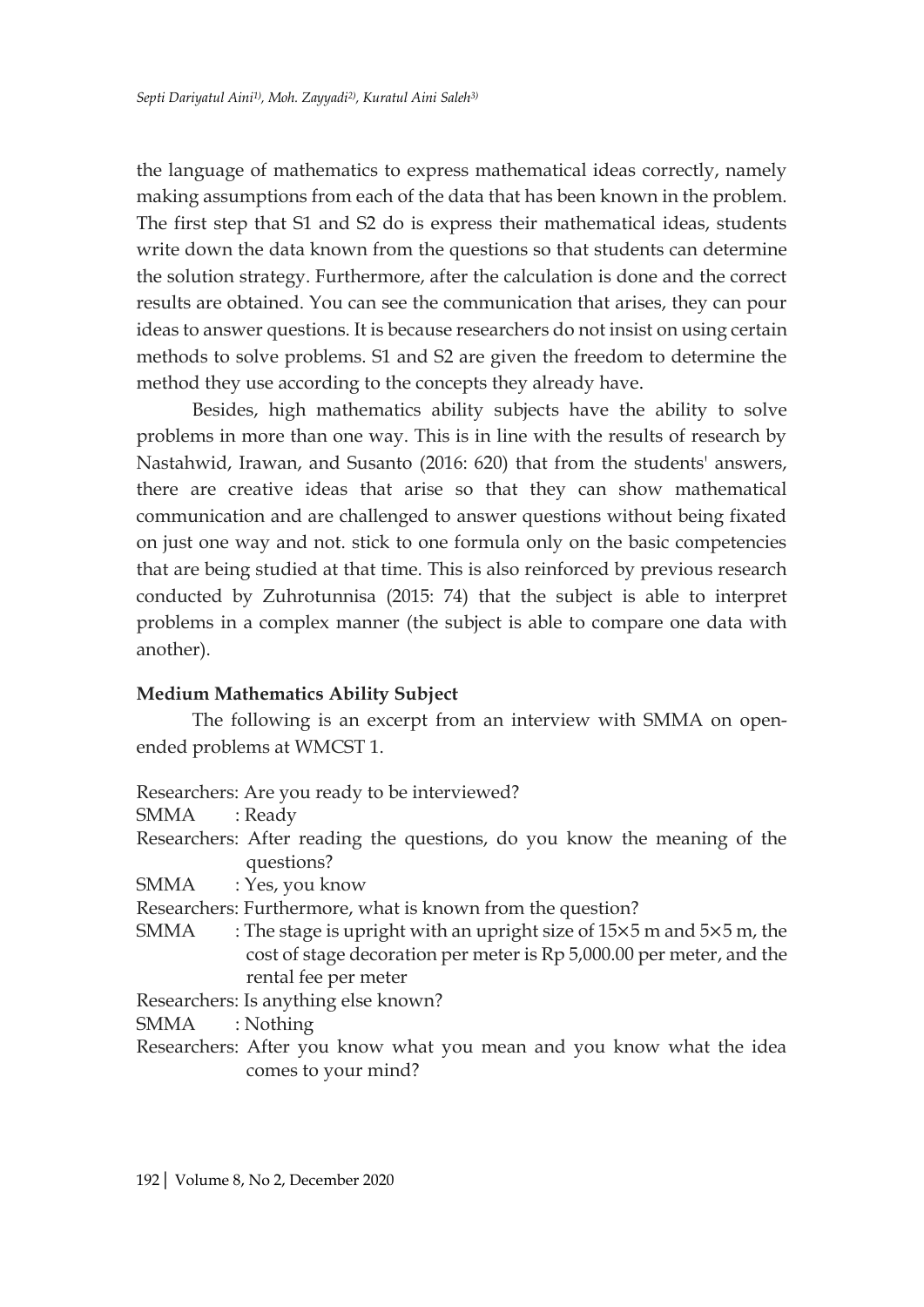the language of mathematics to express mathematical ideas correctly, namely making assumptions from each of the data that has been known in the problem. The first step that S1 and S2 do is express their mathematical ideas, students write down the data known from the questions so that students can determine the solution strategy. Furthermore, after the calculation is done and the correct results are obtained. You can see the communication that arises, they can pour ideas to answer questions. It is because researchers do not insist on using certain methods to solve problems. S1 and S2 are given the freedom to determine the method they use according to the concepts they already have.

Besides, high mathematics ability subjects have the ability to solve problems in more than one way. This is in line with the results of research by Nastahwid, Irawan, and Susanto (2016: 620) that from the students' answers, there are creative ideas that arise so that they can show mathematical communication and are challenged to answer questions without being fixated on just one way and not. stick to one formula only on the basic competencies that are being studied at that time. This is also reinforced by previous research conducted by Zuhrotunnisa (2015: 74) that the subject is able to interpret problems in a complex manner (the subject is able to compare one data with another).

**Medium Mathematics Ability Subject**

The following is an excerpt from an interview with SMMA on open-ended problems at WMCST 1.

Researchers: Are you ready to be interviewed?
SMMA : Ready
Researchers: After reading the questions, do you know the meaning of the questions?
SMMA : Yes, you know
Researchers: Furthermore, what is known from the question?
SMMA : The stage is upright with an upright size of $15 \times 5$ m and $5 \times 5$ m, the cost of stage decoration per meter is Rp 5,000.00 per meter, and the rental fee per meter
Researchers: Is anything else known?
SMMA : Nothing
Researchers: After you know what you mean and you know what the idea comes to your mind?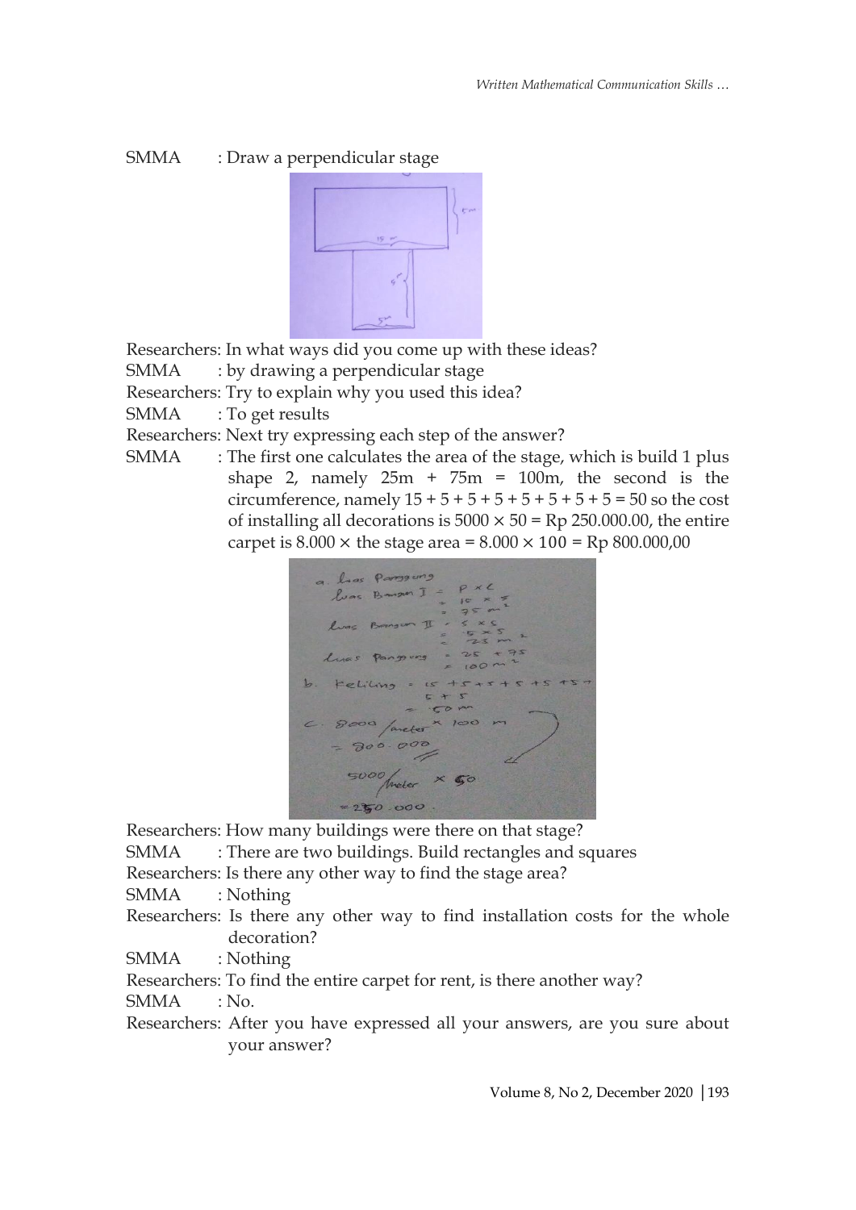SMMA : Draw a perpendicular stage

Researchers: In what ways did you come up with these ideas?

SMMA : by drawing a perpendicular stage

Researchers: Try to explain why you used this idea?

SMMA : To get results

Researchers: Next try expressing each step of the answer?

SMMA : The first one calculates the area of the stage, which is build 1 plus shape 2, namely 25m + 75m = 100m, the second is the circumference, namely 15 + 5 + 5 + 5 + 5 + 5 + 5 + 5 = 50 so the cost of installing all decorations is $5000 \times 50$ = Rp 250.000.00, the entire carpet is $8.000 \times$ the stage area = $8.000 \times 100$ = Rp 800.000,00

Researchers: How many buildings were there on that stage?

SMMA : There are two buildings. Build rectangles and squares

Researchers: Is there any other way to find the stage area?

SMMA : Nothing

Researchers: Is there any other way to find installation costs for the whole decoration?

SMMA : Nothing

Researchers: To find the entire carpet for rent, is there another way?

SMMA : No.

Researchers: After you have expressed all your answers, are you sure about your answer?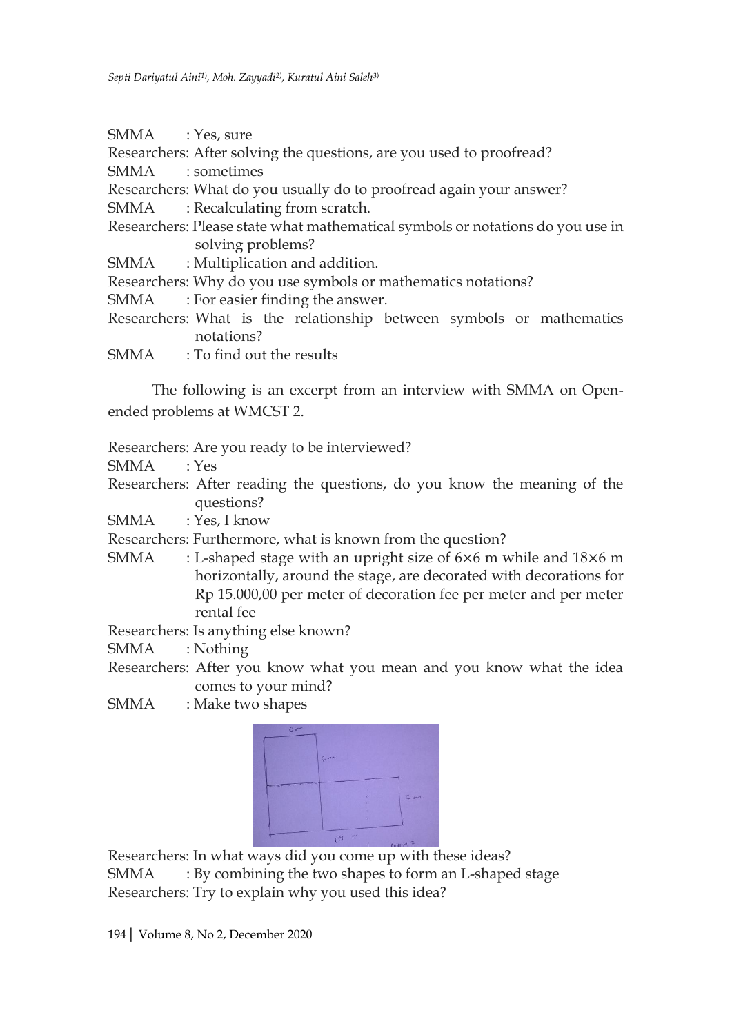SMMA : Yes, sure

Researchers: After solving the questions, are you used to proofread?

SMMA : sometimes

Researchers: What do you usually do to proofread again your answer?

SMMA : Recalculating from scratch.

Researchers: Please state what mathematical symbols or notations do you use in solving problems?

SMMA : Multiplication and addition.

Researchers: Why do you use symbols or mathematics notations?

SMMA : For easier finding the answer.

Researchers: What is the relationship between symbols or mathematics notations?

SMMA : To find out the results

The following is an excerpt from an interview with SMMA on Open-ended problems at WMCST 2.

Researchers: Are you ready to be interviewed?

SMMA : Yes

Researchers: After reading the questions, do you know the meaning of the questions?

SMMA : Yes, I know

Researchers: Furthermore, what is known from the question?

SMMA : L-shaped stage with an upright size of 6×6 m while and 18×6 m horizontally, around the stage, are decorated with decorations for Rp 15.000,00 per meter of decoration fee per meter and per meter rental fee

Researchers: Is anything else known?

SMMA : Nothing

Researchers: After you know what you mean and you know what the idea comes to your mind?

SMMA : Make two shapes

Researchers: In what ways did you come up with these ideas?

SMMA : By combining the two shapes to form an L-shaped stage

Researchers: Try to explain why you used this idea?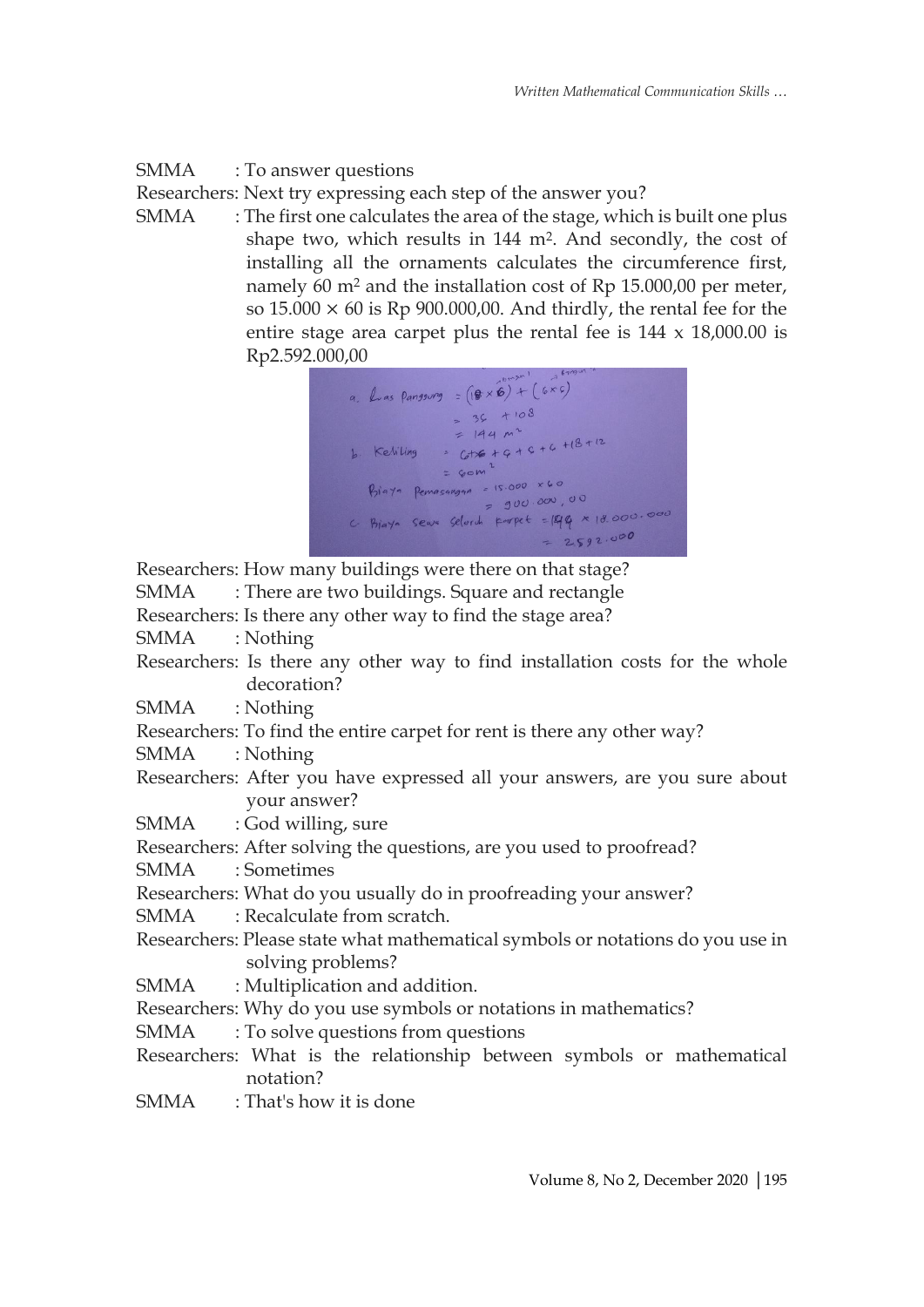SMMA : To answer questions

Researchers: Next try expressing each step of the answer you?

SMMA : The first one calculates the area of the stage, which is built one plus shape two, which results in 144 m$^2$. And secondly, the cost of installing all the ornaments calculates the circumference first, namely 60 m$^2$ and the installation cost of Rp 15.000,00 per meter, so 15.000 × 60 is Rp 900.000,00. And thirdly, the rental fee for the entire stage area carpet plus the rental fee is 144 x 18,000.00 is Rp2.592.000,00

a. Luas Panggung = (18 × 6) + (6 × 6)
= 36 + 108
= 144 m$^2$

b. Keliling = 6 + 6 + 6 + 6 + 6 + 18 + 12
= 60 m$^2$

Biaya Pemasangan = 15.000 × 60
= 900.000,00

c. Biaya Sewa Seluruh Karpet = 144 × 18.000.000
= 2.592.000

Researchers: How many buildings were there on that stage?

SMMA : There are two buildings. Square and rectangle

Researchers: Is there any other way to find the stage area?

SMMA : Nothing

Researchers: Is there any other way to find installation costs for the whole decoration?

SMMA : Nothing

Researchers: To find the entire carpet for rent is there any other way?

SMMA : Nothing

Researchers: After you have expressed all your answers, are you sure about your answer?

SMMA : God willing, sure

Researchers: After solving the questions, are you used to proofread?

SMMA : Sometimes

Researchers: What do you usually do in proofreading your answer?

SMMA : Recalculate from scratch.

Researchers: Please state what mathematical symbols or notations do you use in solving problems?

SMMA : Multiplication and addition.

Researchers: Why do you use symbols or notations in mathematics?

SMMA : To solve questions from questions

Researchers: What is the relationship between symbols or mathematical notation?

SMMA : That's how it is done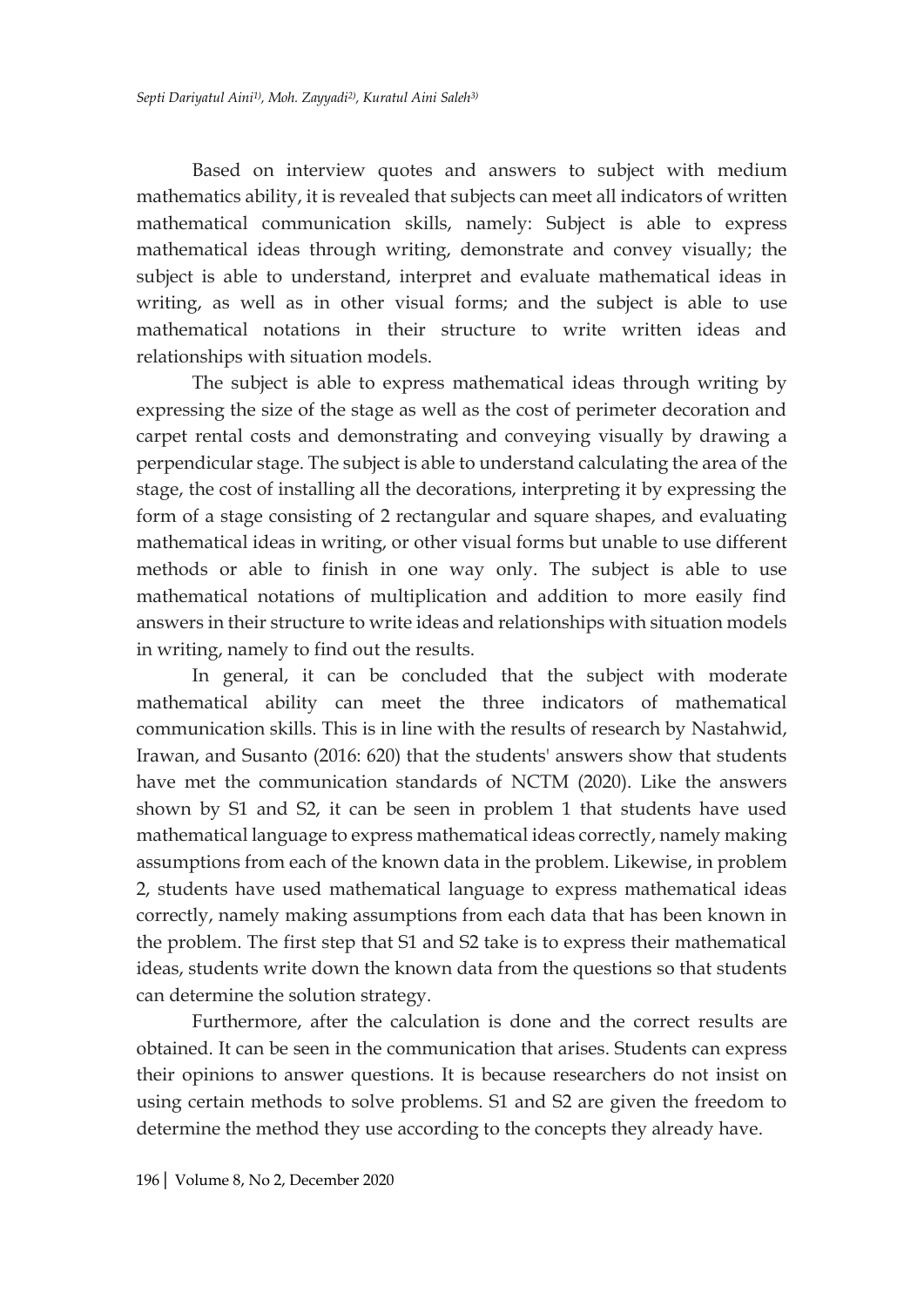Based on interview quotes and answers to subject with medium mathematics ability, it is revealed that subjects can meet all indicators of written mathematical communication skills, namely: Subject is able to express mathematical ideas through writing, demonstrate and convey visually; the subject is able to understand, interpret and evaluate mathematical ideas in writing, as well as in other visual forms; and the subject is able to use mathematical notations in their structure to write written ideas and relationships with situation models.

The subject is able to express mathematical ideas through writing by expressing the size of the stage as well as the cost of perimeter decoration and carpet rental costs and demonstrating and conveying visually by drawing a perpendicular stage. The subject is able to understand calculating the area of the stage, the cost of installing all the decorations, interpreting it by expressing the form of a stage consisting of 2 rectangular and square shapes, and evaluating mathematical ideas in writing, or other visual forms but unable to use different methods or able to finish in one way only. The subject is able to use mathematical notations of multiplication and addition to more easily find answers in their structure to write ideas and relationships with situation models in writing, namely to find out the results.

In general, it can be concluded that the subject with moderate mathematical ability can meet the three indicators of mathematical communication skills. This is in line with the results of research by Nastahwid, Irawan, and Susanto (2016: 620) that the students' answers show that students have met the communication standards of NCTM (2020). Like the answers shown by S1 and S2, it can be seen in problem 1 that students have used mathematical language to express mathematical ideas correctly, namely making assumptions from each of the known data in the problem. Likewise, in problem 2, students have used mathematical language to express mathematical ideas correctly, namely making assumptions from each data that has been known in the problem. The first step that S1 and S2 take is to express their mathematical ideas, students write down the known data from the questions so that students can determine the solution strategy.

Furthermore, after the calculation is done and the correct results are obtained. It can be seen in the communication that arises. Students can express their opinions to answer questions. It is because researchers do not insist on using certain methods to solve problems. S1 and S2 are given the freedom to determine the method they use according to the concepts they already have.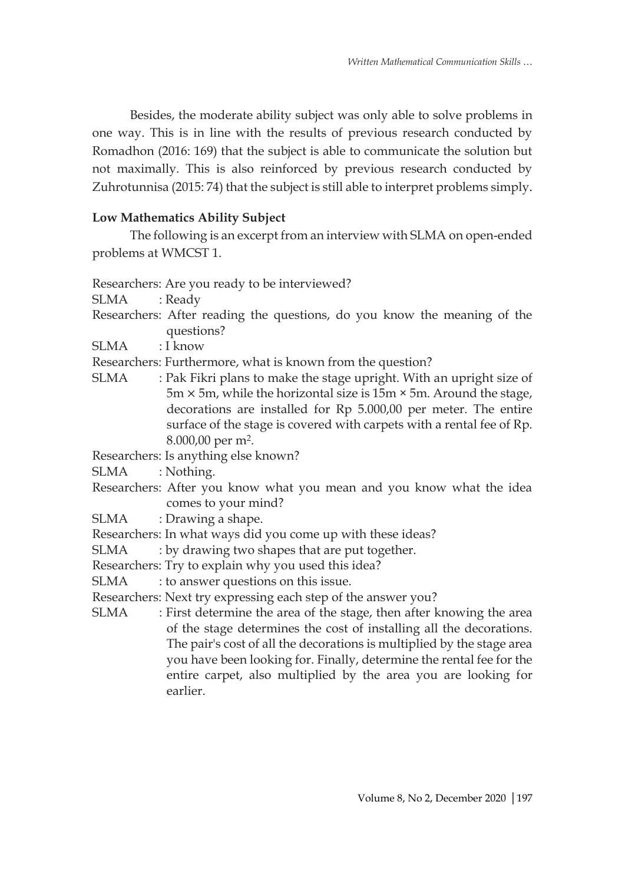Besides, the moderate ability subject was only able to solve problems in one way. This is in line with the results of previous research conducted by Romadhon (2016: 169) that the subject is able to communicate the solution but not maximally. This is also reinforced by previous research conducted by Zuhrotunnisa (2015: 74) that the subject is still able to interpret problems simply.

### Low Mathematics Ability Subject

The following is an excerpt from an interview with SLMA on open-ended problems at WMCST 1.

Researchers: Are you ready to be interviewed?

SLMA : Ready

Researchers: After reading the questions, do you know the meaning of the questions?

SLMA : I know

Researchers: Furthermore, what is known from the question?

SLMA : Pak Fikri plans to make the stage upright. With an upright size of 5m × 5m, while the horizontal size is 15m × 5m. Around the stage, decorations are installed for Rp 5.000,00 per meter. The entire surface of the stage is covered with carpets with a rental fee of Rp. 8.000,00 per $m^2$.

Researchers: Is anything else known?

SLMA : Nothing.

Researchers: After you know what you mean and you know what the idea comes to your mind?

SLMA : Drawing a shape.

Researchers: In what ways did you come up with these ideas?

SLMA : by drawing two shapes that are put together.

Researchers: Try to explain why you used this idea?

SLMA : to answer questions on this issue.

Researchers: Next try expressing each step of the answer you?

SLMA : First determine the area of the stage, then after knowing the area of the stage determines the cost of installing all the decorations. The pair's cost of all the decorations is multiplied by the stage area you have been looking for. Finally, determine the rental fee for the entire carpet, also multiplied by the area you are looking for earlier.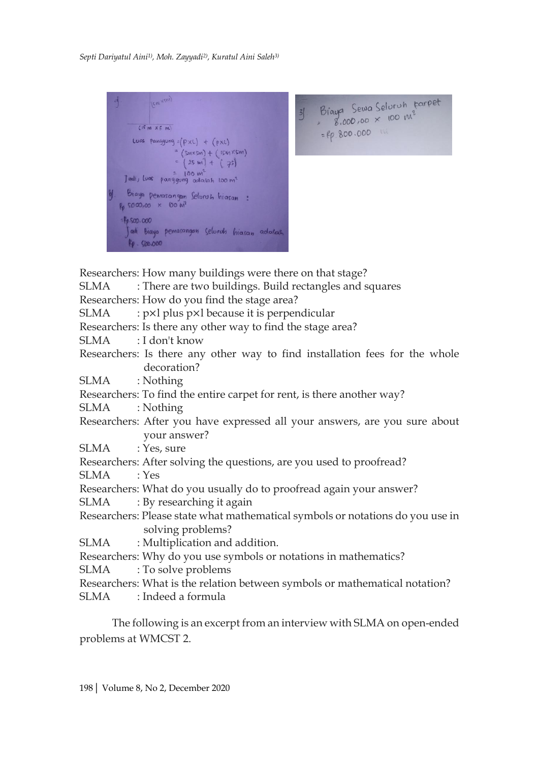Researchers: How many buildings were there on that stage?

SLMA : There are two buildings. Build rectangles and squares

Researchers: How do you find the stage area?

SLMA : p×l plus p×l because it is perpendicular

Researchers: Is there any other way to find the stage area?

SLMA : I don't know

Researchers: Is there any other way to find installation fees for the whole decoration?

SLMA : Nothing

Researchers: To find the entire carpet for rent, is there another way?

SLMA : Nothing

Researchers: After you have expressed all your answers, are you sure about your answer?

SLMA : Yes, sure

Researchers: After solving the questions, are you used to proofread?

SLMA : Yes

Researchers: What do you usually do to proofread again your answer?

SLMA : By researching it again

Researchers: Please state what mathematical symbols or notations do you use in solving problems?

SLMA : Multiplication and addition.

Researchers: Why do you use symbols or notations in mathematics?

SLMA : To solve problems

Researchers: What is the relation between symbols or mathematical notation?

SLMA : Indeed a formula

The following is an excerpt from an interview with SLMA on open-ended problems at WMCST 2.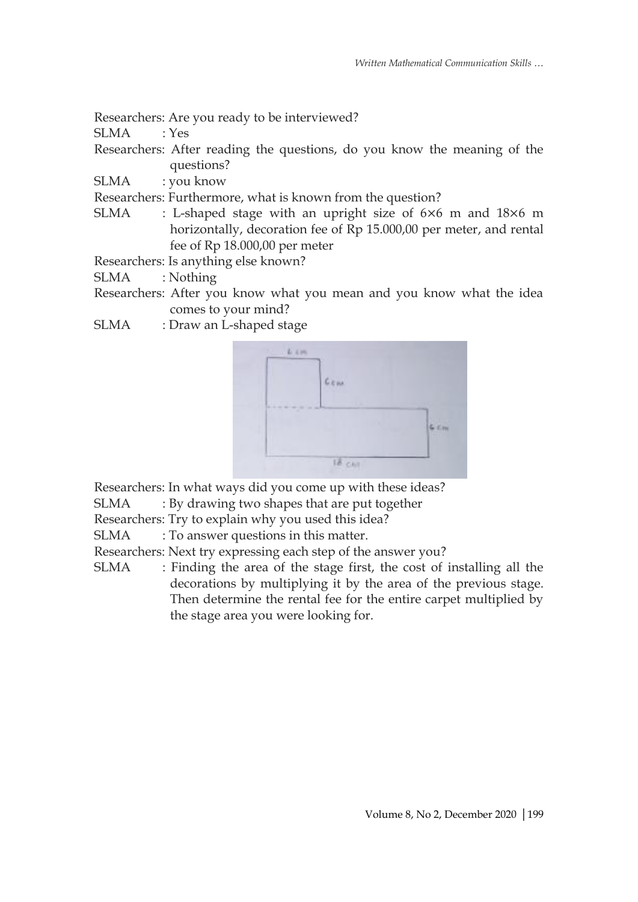Researchers: Are you ready to be interviewed?

SLMA : Yes

Researchers: After reading the questions, do you know the meaning of the questions?

SLMA : you know

Researchers: Furthermore, what is known from the question?

SLMA : L-shaped stage with an upright size of 6×6 m and 18×6 m horizontally, decoration fee of Rp 15.000,00 per meter, and rental fee of Rp 18.000,00 per meter

Researchers: Is anything else known?

SLMA : Nothing

Researchers: After you know what you mean and you know what the idea comes to your mind?

SLMA : Draw an L-shaped stage

Researchers: In what ways did you come up with these ideas?

SLMA : By drawing two shapes that are put together

Researchers: Try to explain why you used this idea?

SLMA : To answer questions in this matter.

Researchers: Next try expressing each step of the answer you?

SLMA : Finding the area of the stage first, the cost of installing all the decorations by multiplying it by the area of the previous stage. Then determine the rental fee for the entire carpet multiplied by the stage area you were looking for.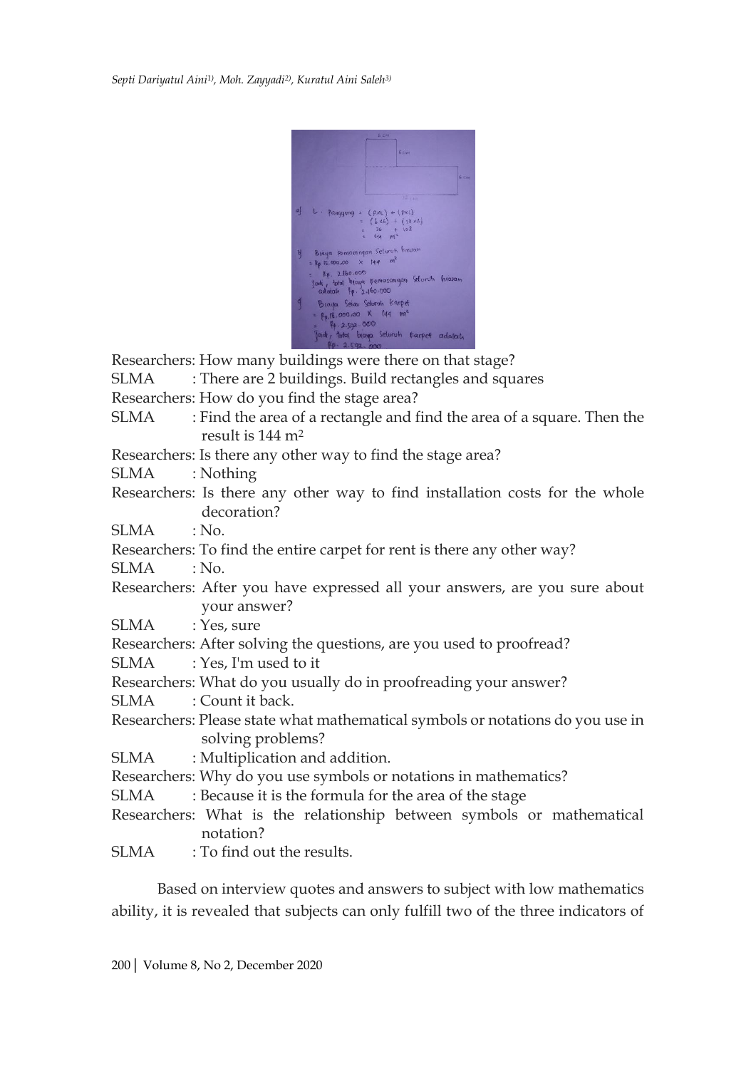Researchers: How many buildings were there on that stage?

SLMA : There are 2 buildings. Build rectangles and squares

Researchers: How do you find the stage area?

SLMA : Find the area of a rectangle and find the area of a square. Then the result is 144 m$^2$

Researchers: Is there any other way to find the stage area?

SLMA : Nothing

Researchers: Is there any other way to find installation costs for the whole decoration?

SLMA : No.

Researchers: To find the entire carpet for rent is there any other way?

SLMA : No.

Researchers: After you have expressed all your answers, are you sure about your answer?

SLMA : Yes, sure

Researchers: After solving the questions, are you used to proofread?

SLMA : Yes, I'm used to it

Researchers: What do you usually do in proofreading your answer?

SLMA : Count it back.

Researchers: Please state what mathematical symbols or notations do you use in solving problems?

SLMA : Multiplication and addition.

Researchers: Why do you use symbols or notations in mathematics?

SLMA : Because it is the formula for the area of the stage

Researchers: What is the relationship between symbols or mathematical notation?

SLMA : To find out the results.

Based on interview quotes and answers to subject with low mathematics ability, it is revealed that subjects can only fulfill two of the three indicators of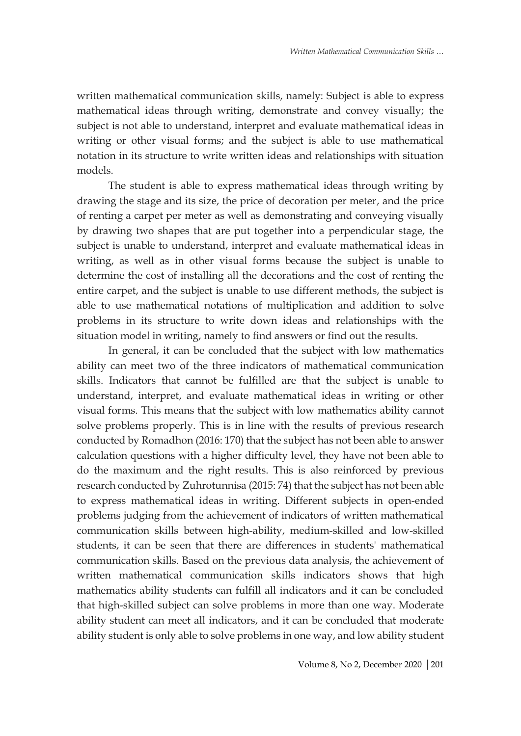written mathematical communication skills, namely: Subject is able to express mathematical ideas through writing, demonstrate and convey visually; the subject is not able to understand, interpret and evaluate mathematical ideas in writing or other visual forms; and the subject is able to use mathematical notation in its structure to write written ideas and relationships with situation models.

The student is able to express mathematical ideas through writing by drawing the stage and its size, the price of decoration per meter, and the price of renting a carpet per meter as well as demonstrating and conveying visually by drawing two shapes that are put together into a perpendicular stage, the subject is unable to understand, interpret and evaluate mathematical ideas in writing, as well as in other visual forms because the subject is unable to determine the cost of installing all the decorations and the cost of renting the entire carpet, and the subject is unable to use different methods, the subject is able to use mathematical notations of multiplication and addition to solve problems in its structure to write down ideas and relationships with the situation model in writing, namely to find answers or find out the results.

In general, it can be concluded that the subject with low mathematics ability can meet two of the three indicators of mathematical communication skills. Indicators that cannot be fulfilled are that the subject is unable to understand, interpret, and evaluate mathematical ideas in writing or other visual forms. This means that the subject with low mathematics ability cannot solve problems properly. This is in line with the results of previous research conducted by Romadhon (2016: 170) that the subject has not been able to answer calculation questions with a higher difficulty level, they have not been able to do the maximum and the right results. This is also reinforced by previous research conducted by Zuhrotunnisa (2015: 74) that the subject has not been able to express mathematical ideas in writing. Different subjects in open-ended problems judging from the achievement of indicators of written mathematical communication skills between high-ability, medium-skilled and low-skilled students, it can be seen that there are differences in students' mathematical communication skills. Based on the previous data analysis, the achievement of written mathematical communication skills indicators shows that high mathematics ability students can fulfill all indicators and it can be concluded that high-skilled subject can solve problems in more than one way. Moderate ability student can meet all indicators, and it can be concluded that moderate ability student is only able to solve problems in one way, and low ability student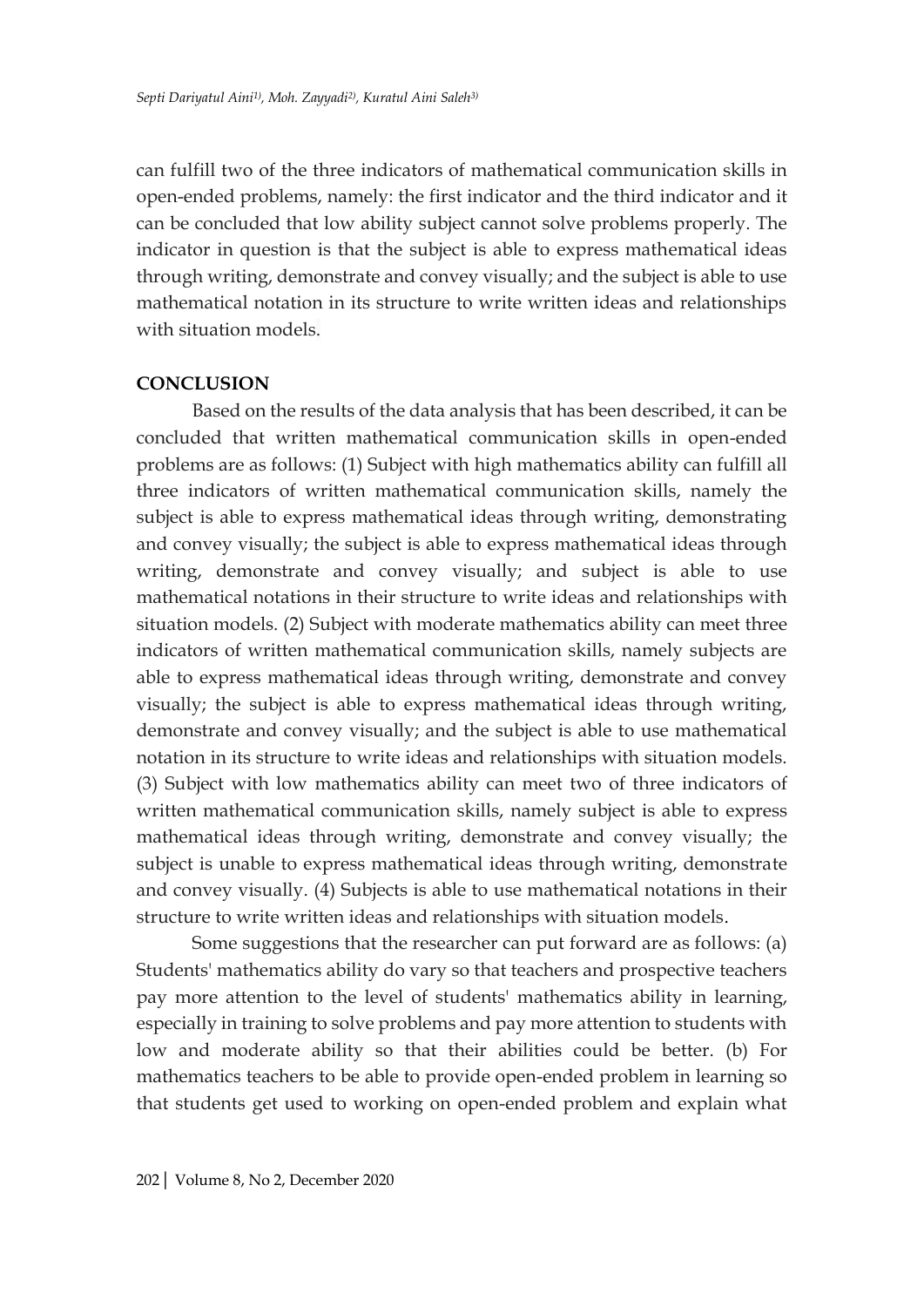can fulfill two of the three indicators of mathematical communication skills in open-ended problems, namely: the first indicator and the third indicator and it can be concluded that low ability subject cannot solve problems properly. The indicator in question is that the subject is able to express mathematical ideas through writing, demonstrate and convey visually; and the subject is able to use mathematical notation in its structure to write written ideas and relationships with situation models.

## CONCLUSION

Based on the results of the data analysis that has been described, it can be concluded that written mathematical communication skills in open-ended problems are as follows: (1) Subject with high mathematics ability can fulfill all three indicators of written mathematical communication skills, namely the subject is able to express mathematical ideas through writing, demonstrating and convey visually; the subject is able to express mathematical ideas through writing, demonstrate and convey visually; and subject is able to use mathematical notations in their structure to write ideas and relationships with situation models. (2) Subject with moderate mathematics ability can meet three indicators of written mathematical communication skills, namely subjects are able to express mathematical ideas through writing, demonstrate and convey visually; the subject is able to express mathematical ideas through writing, demonstrate and convey visually; and the subject is able to use mathematical notation in its structure to write ideas and relationships with situation models. (3) Subject with low mathematics ability can meet two of three indicators of written mathematical communication skills, namely subject is able to express mathematical ideas through writing, demonstrate and convey visually; the subject is unable to express mathematical ideas through writing, demonstrate and convey visually. (4) Subjects is able to use mathematical notations in their structure to write written ideas and relationships with situation models.

Some suggestions that the researcher can put forward are as follows: (a) Students' mathematics ability do vary so that teachers and prospective teachers pay more attention to the level of students' mathematics ability in learning, especially in training to solve problems and pay more attention to students with low and moderate ability so that their abilities could be better. (b) For mathematics teachers to be able to provide open-ended problem in learning so that students get used to working on open-ended problem and explain what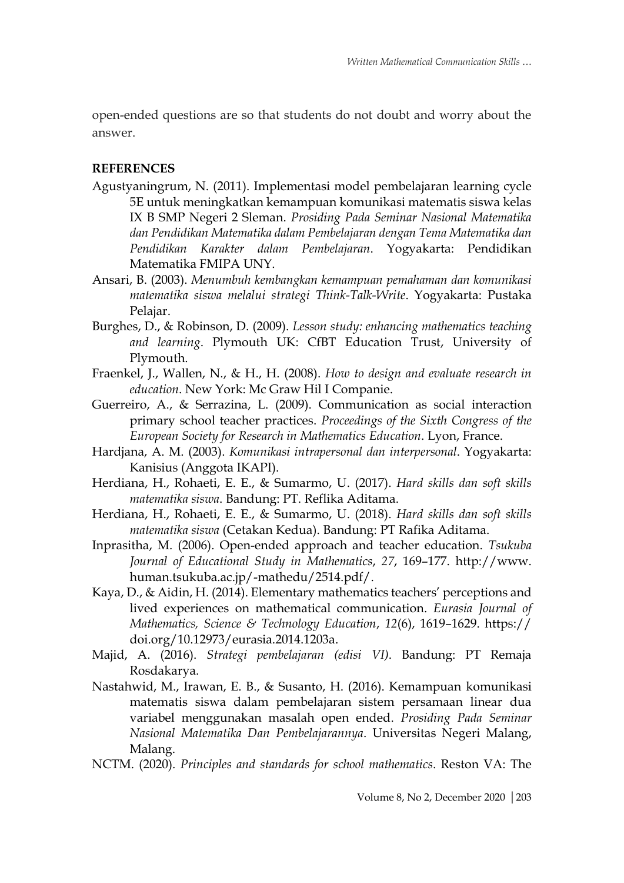open-ended questions are so that students do not doubt and worry about the answer.

**REFERENCES**

Agustyaningrum, N. (2011). Implementasi model pembelajaran learning cycle 5E untuk meningkatkan kemampuan komunikasi matematis siswa kelas IX B SMP Negeri 2 Sleman. *Prosiding Pada Seminar Nasional Matematika dan Pendidikan Matematika dalam Pembelajaran dengan Tema Matematika dan Pendidikan Karakter dalam Pembelajaran*. Yogyakarta: Pendidikan Matematika FMIPA UNY.

Ansari, B. (2003). *Menumbuh kembangkan kemampuan pemahaman dan komunikasi matematika siswa melalui strategi Think-Talk-Write*. Yogyakarta: Pustaka Pelajar.

Burghes, D., & Robinson, D. (2009). *Lesson study: enhancing mathematics teaching and learning*. Plymouth UK: CfBT Education Trust, University of Plymouth.

Fraenkel, J., Wallen, N., & H., H. (2008). *How to design and evaluate research in education*. New York: Mc Graw Hil I Companie.

Guerreiro, A., & Serrazina, L. (2009). Communication as social interaction primary school teacher practices. *Proceedings of the Sixth Congress of the European Society for Research in Mathematics Education*. Lyon, France.

Hardjana, A. M. (2003). *Komunikasi intrapersonal dan interpersonal*. Yogyakarta: Kanisius (Anggota IKAPI).

Herdiana, H., Rohaeti, E. E., & Sumarmo, U. (2017). *Hard skills dan soft skills matematika siswa*. Bandung: PT. Reflika Aditama.

Herdiana, H., Rohaeti, E. E., & Sumarmo, U. (2018). *Hard skills dan soft skills matematika siswa* (Cetakan Kedua). Bandung: PT Rafika Aditama.

Inprasitha, M. (2006). Open-ended approach and teacher education. *Tsukuba Journal of Educational Study in Mathematics*, *27*, 169–177. http://www.human.tsukuba.ac.jp/-mathedu/2514.pdf/.

Kaya, D., & Aidin, H. (2014). Elementary mathematics teachers' perceptions and lived experiences on mathematical communication. *Eurasia Journal of Mathematics, Science & Technology Education*, *12*(6), 1619–1629. https://doi.org/10.12973/eurasia.2014.1203a.

Majid, A. (2016). *Strategi pembelajaran (edisi VI)*. Bandung: PT Remaja Rosdakarya.

Nastahwid, M., Irawan, E. B., & Susanto, H. (2016). Kemampuan komunikasi matematis siswa dalam pembelajaran sistem persamaan linear dua variabel menggunakan masalah open ended. *Prosiding Pada Seminar Nasional Matematika Dan Pembelajarannya*. Universitas Negeri Malang, Malang.

NCTM. (2020). *Principles and standards for school mathematics*. Reston VA: The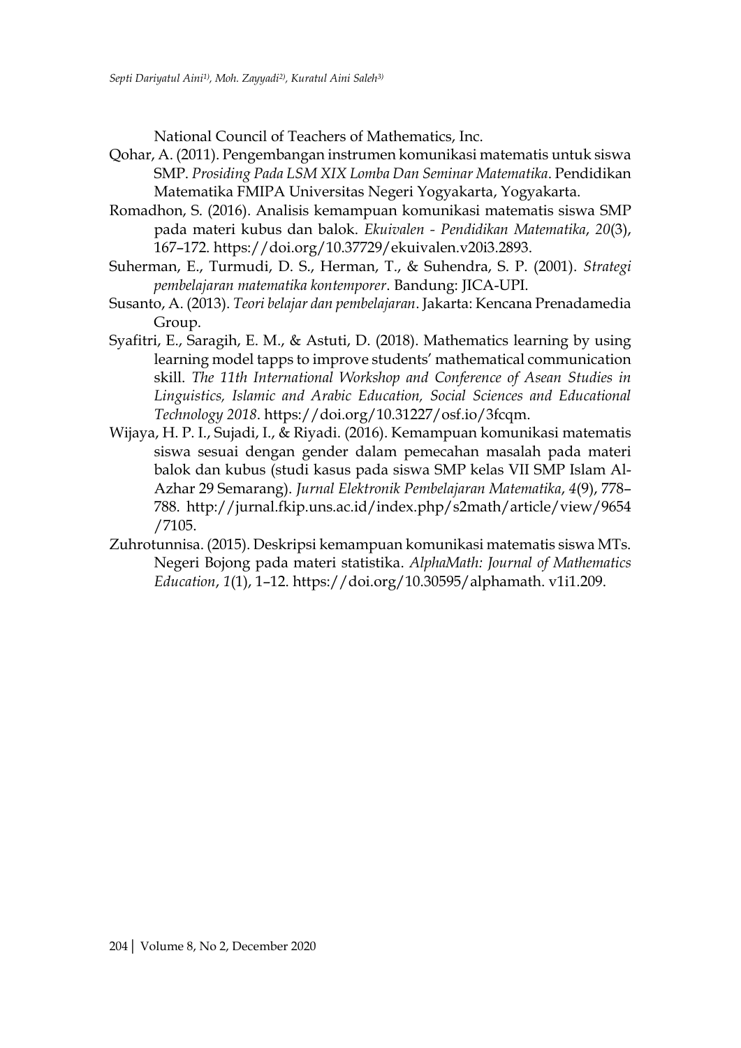National Council of Teachers of Mathematics, Inc.

Qohar, A. (2011). Pengembangan instrumen komunikasi matematis untuk siswa SMP. *Prosiding Pada LSM XIX Lomba Dan Seminar Matematika*. Pendidikan Matematika FMIPA Universitas Negeri Yogyakarta, Yogyakarta.

Romadhon, S. (2016). Analisis kemampuan komunikasi matematis siswa SMP pada materi kubus dan balok. *Ekuivalen - Pendidikan Matematika*, *20*(3), 167–172. https://doi.org/10.37729/ekuivalen.v20i3.2893.

Suherman, E., Turmudi, D. S., Herman, T., & Suhendra, S. P. (2001). *Strategi pembelajaran matematika kontemporer*. Bandung: JICA-UPI.

Susanto, A. (2013). *Teori belajar dan pembelajaran*. Jakarta: Kencana Prenadamedia Group.

Syafitri, E., Saragih, E. M., & Astuti, D. (2018). Mathematics learning by using learning model tapps to improve students' mathematical communication skill. *The 11th International Workshop and Conference of Asean Studies in Linguistics, Islamic and Arabic Education, Social Sciences and Educational Technology 2018*. https://doi.org/10.31227/osf.io/3fcqm.

Wijaya, H. P. I., Sujadi, I., & Riyadi. (2016). Kemampuan komunikasi matematis siswa sesuai dengan gender dalam pemecahan masalah pada materi balok dan kubus (studi kasus pada siswa SMP kelas VII SMP Islam Al-Azhar 29 Semarang). *Jurnal Elektronik Pembelajaran Matematika*, *4*(9), 778–788. http://jurnal.fkip.uns.ac.id/index.php/s2math/article/view/9654/7105.

Zuhrotunnisa. (2015). Deskripsi kemampuan komunikasi matematis siswa MTs. Negeri Bojong pada materi statistika. *AlphaMath: Journal of Mathematics Education*, *1*(1), 1–12. https://doi.org/10.30595/alphamath. v1i1.209.